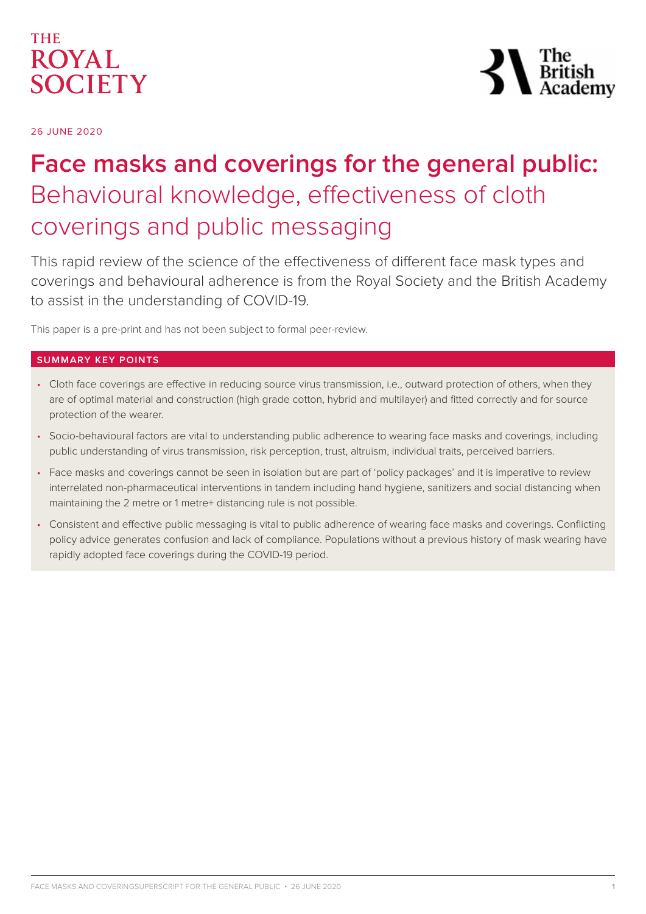THE ROYAL SOCIETY

The British Academy

26 JUNE 2020

# Face masks and coverings for the general public: Behavioural knowledge, effectiveness of cloth coverings and public messaging

This rapid review of the science of the effectiveness of different face mask types and coverings and behavioural adherence is from the Royal Society and the British Academy to assist in the understanding of COVID-19.

This paper is a pre-print and has not been subject to formal peer-review.

## SUMMARY KEY POINTS

- Cloth face coverings are effective in reducing source virus transmission, i.e., outward protection of others, when they are of optimal material and construction (high grade cotton, hybrid and multilayer) and fitted correctly and for source protection of the wearer.
- Socio-behavioural factors are vital to understanding public adherence to wearing face masks and coverings, including public understanding of virus transmission, risk perception, trust, altruism, individual traits, perceived barriers.
- Face masks and coverings cannot be seen in isolation but are part of 'policy packages' and it is imperative to review interrelated non-pharmaceutical interventions in tandem including hand hygiene, sanitizers and social distancing when maintaining the 2 metre or 1 metre+ distancing rule is not possible.
- Consistent and effective public messaging is vital to public adherence of wearing face masks and coverings. Conflicting policy advice generates confusion and lack of compliance. Populations without a previous history of mask wearing have rapidly adopted face coverings during the COVID-19 period.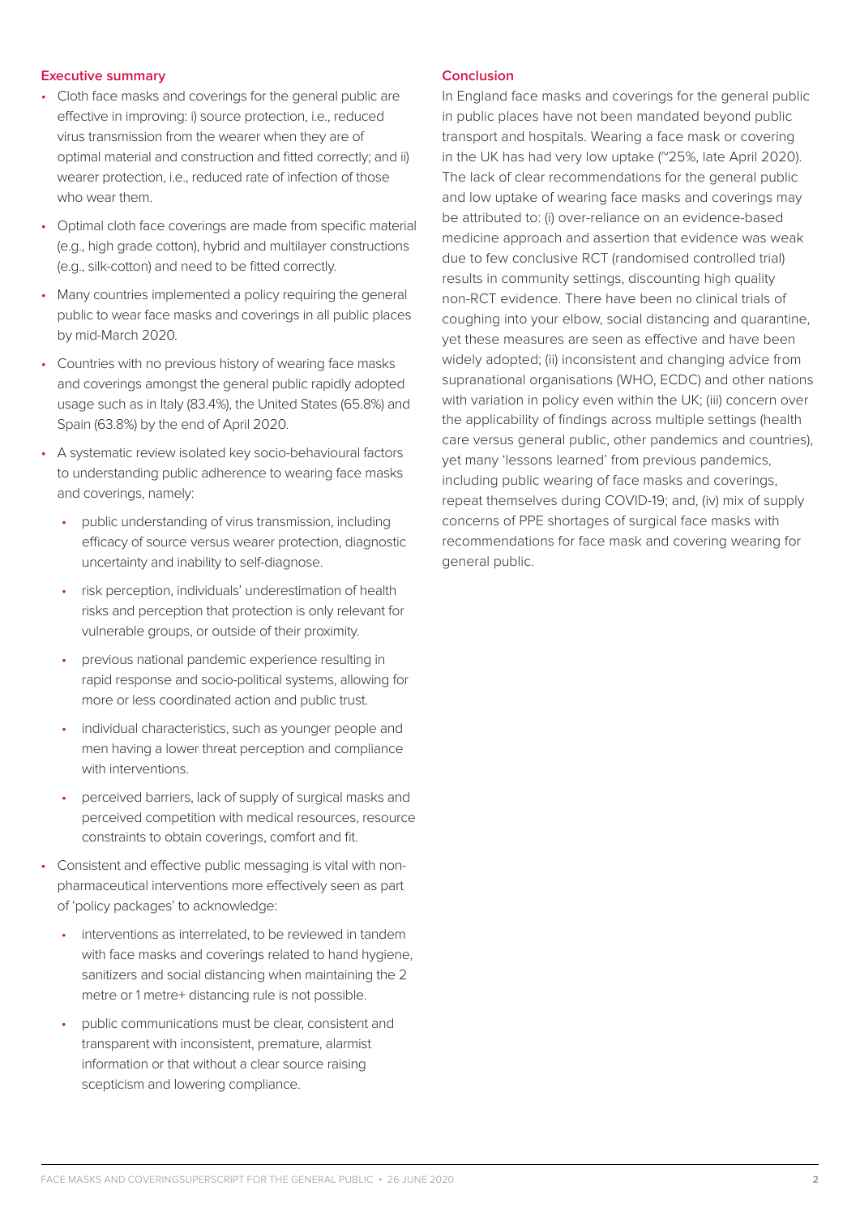## Executive summary

- Cloth face masks and coverings for the general public are effective in improving: i) source protection, i.e., reduced virus transmission from the wearer when they are of optimal material and construction and fitted correctly; and ii) wearer protection, i.e., reduced rate of infection of those who wear them.
- Optimal cloth face coverings are made from specific material (e.g., high grade cotton), hybrid and multilayer constructions (e.g., silk-cotton) and need to be fitted correctly.
- Many countries implemented a policy requiring the general public to wear face masks and coverings in all public places by mid-March 2020.
- Countries with no previous history of wearing face masks and coverings amongst the general public rapidly adopted usage such as in Italy (83.4%), the United States (65.8%) and Spain (63.8%) by the end of April 2020.
- A systematic review isolated key socio-behavioural factors to understanding public adherence to wearing face masks and coverings, namely:
  - public understanding of virus transmission, including efficacy of source versus wearer protection, diagnostic uncertainty and inability to self-diagnose.
  - risk perception, individuals' underestimation of health risks and perception that protection is only relevant for vulnerable groups, or outside of their proximity.
  - previous national pandemic experience resulting in rapid response and socio-political systems, allowing for more or less coordinated action and public trust.
  - individual characteristics, such as younger people and men having a lower threat perception and compliance with interventions.
  - perceived barriers, lack of supply of surgical masks and perceived competition with medical resources, resource constraints to obtain coverings, comfort and fit.
- Consistent and effective public messaging is vital with non-pharmaceutical interventions more effectively seen as part of 'policy packages' to acknowledge:
  - interventions as interrelated, to be reviewed in tandem with face masks and coverings related to hand hygiene, sanitizers and social distancing when maintaining the 2 metre or 1 metre+ distancing rule is not possible.
  - public communications must be clear, consistent and transparent with inconsistent, premature, alarmist information or that without a clear source raising scepticism and lowering compliance.

## Conclusion

In England face masks and coverings for the general public in public places have not been mandated beyond public transport and hospitals. Wearing a face mask or covering in the UK has had very low uptake (~25%, late April 2020). The lack of clear recommendations for the general public and low uptake of wearing face masks and coverings may be attributed to: (i) over-reliance on an evidence-based medicine approach and assertion that evidence was weak due to few conclusive RCT (randomised controlled trial) results in community settings, discounting high quality non-RCT evidence. There have been no clinical trials of coughing into your elbow, social distancing and quarantine, yet these measures are seen as effective and have been widely adopted; (ii) inconsistent and changing advice from supranational organisations (WHO, ECDC) and other nations with variation in policy even within the UK; (iii) concern over the applicability of findings across multiple settings (health care versus general public, other pandemics and countries), yet many 'lessons learned' from previous pandemics, including public wearing of face masks and coverings, repeat themselves during COVID-19; and, (iv) mix of supply concerns of PPE shortages of surgical face masks with recommendations for face mask and covering wearing for general public.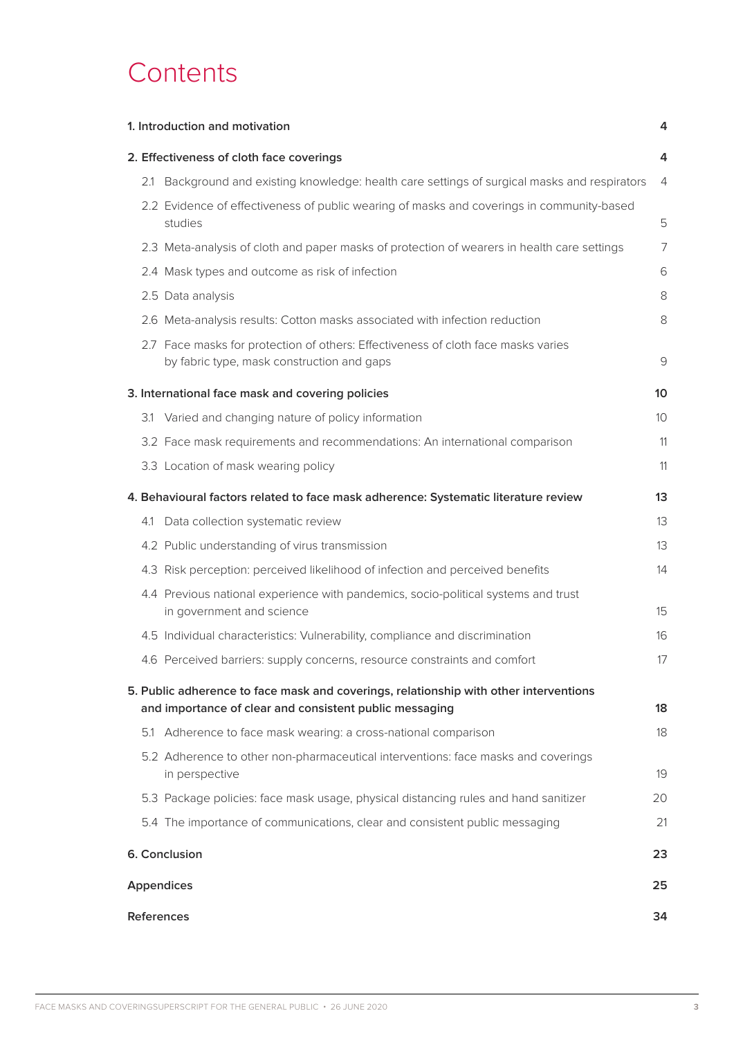# Contents

| | |
|---|---|
| **1. Introduction and motivation** | **4** |
| **2. Effectiveness of cloth face coverings** | **4** |
| 2.1 Background and existing knowledge: health care settings of surgical masks and respirators | 4 |
| 2.2 Evidence of effectiveness of public wearing of masks and coverings in community-based studies | 5 |
| 2.3 Meta-analysis of cloth and paper masks of protection of wearers in health care settings | 7 |
| 2.4 Mask types and outcome as risk of infection | 6 |
| 2.5 Data analysis | 8 |
| 2.6 Meta-analysis results: Cotton masks associated with infection reduction | 8 |
| 2.7 Face masks for protection of others: Effectiveness of cloth face masks varies by fabric type, mask construction and gaps | 9 |
| **3. International face mask and covering policies** | **10** |
| 3.1 Varied and changing nature of policy information | 10 |
| 3.2 Face mask requirements and recommendations: An international comparison | 11 |
| 3.3 Location of mask wearing policy | 11 |
| **4. Behavioural factors related to face mask adherence: Systematic literature review** | **13** |
| 4.1 Data collection systematic review | 13 |
| 4.2 Public understanding of virus transmission | 13 |
| 4.3 Risk perception: perceived likelihood of infection and perceived benefits | 14 |
| 4.4 Previous national experience with pandemics, socio-political systems and trust in government and science | 15 |
| 4.5 Individual characteristics: Vulnerability, compliance and discrimination | 16 |
| 4.6 Perceived barriers: supply concerns, resource constraints and comfort | 17 |
| **5. Public adherence to face mask and coverings, relationship with other interventions and importance of clear and consistent public messaging** | **18** |
| 5.1 Adherence to face mask wearing: a cross-national comparison | 18 |
| 5.2 Adherence to other non-pharmaceutical interventions: face masks and coverings in perspective | 19 |
| 5.3 Package policies: face mask usage, physical distancing rules and hand sanitizer | 20 |
| 5.4 The importance of communications, clear and consistent public messaging | 21 |
| **6. Conclusion** | **23** |
| **Appendices** | **25** |
| **References** | **34** |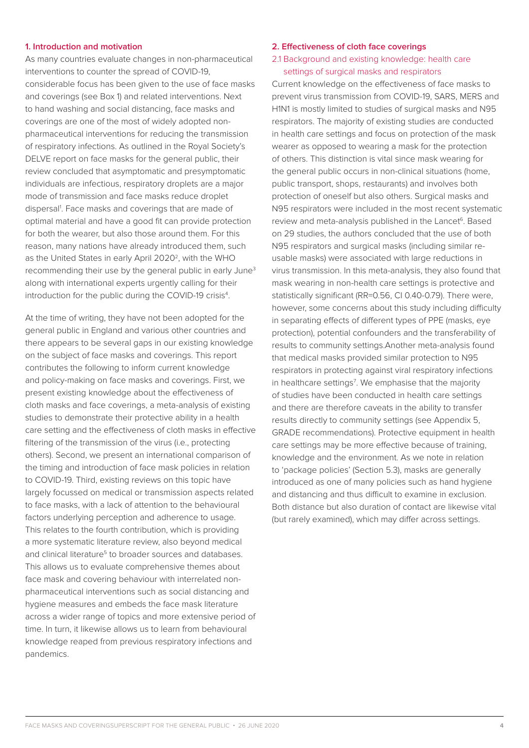## 1. Introduction and motivation

As many countries evaluate changes in non-pharmaceutical interventions to counter the spread of COVID-19, considerable focus has been given to the use of face masks and coverings (see Box 1) and related interventions. Next to hand washing and social distancing, face masks and coverings are one of the most of widely adopted non-pharmaceutical interventions for reducing the transmission of respiratory infections. As outlined in the Royal Society's DELVE report on face masks for the general public, their review concluded that asymptomatic and presymptomatic individuals are infectious, respiratory droplets are a major mode of transmission and face masks reduce droplet dispersal[1]. Face masks and coverings that are made of optimal material and have a good fit can provide protection for both the wearer, but also those around them. For this reason, many nations have already introduced them, such as the United States in early April 2020[2], with the WHO recommending their use by the general public in early June[3] along with international experts urgently calling for their introduction for the public during the COVID-19 crisis[4].

At the time of writing, they have not been adopted for the general public in England and various other countries and there appears to be several gaps in our existing knowledge on the subject of face masks and coverings. This report contributes the following to inform current knowledge and policy-making on face masks and coverings. First, we present existing knowledge about the effectiveness of cloth masks and face coverings, a meta-analysis of existing studies to demonstrate their protective ability in a health care setting and the effectiveness of cloth masks in effective filtering of the transmission of the virus (i.e., protecting others). Second, we present an international comparison of the timing and introduction of face mask policies in relation to COVID-19. Third, existing reviews on this topic have largely focussed on medical or transmission aspects related to face masks, with a lack of attention to the behavioural factors underlying perception and adherence to usage. This relates to the fourth contribution, which is providing a more systematic literature review, also beyond medical and clinical literature[5] to broader sources and databases. This allows us to evaluate comprehensive themes about face mask and covering behaviour with interrelated non-pharmaceutical interventions such as social distancing and hygiene measures and embeds the face mask literature across a wider range of topics and more extensive period of time. In turn, it likewise allows us to learn from behavioural knowledge reaped from previous respiratory infections and pandemics.

## 2. Effectiveness of cloth face coverings

### 2.1 Background and existing knowledge: health care settings of surgical masks and respirators

Current knowledge on the effectiveness of face masks to prevent virus transmission from COVID-19, SARS, MERS and H1N1 is mostly limited to studies of surgical masks and N95 respirators. The majority of existing studies are conducted in health care settings and focus on protection of the mask wearer as opposed to wearing a mask for the protection of others. This distinction is vital since mask wearing for the general public occurs in non-clinical situations (home, public transport, shops, restaurants) and involves both protection of oneself but also others. Surgical masks and N95 respirators were included in the most recent systematic review and meta-analysis published in the Lancet[6]. Based on 29 studies, the authors concluded that the use of both N95 respirators and surgical masks (including similar re-usable masks) were associated with large reductions in virus transmission. In this meta-analysis, they also found that mask wearing in non-health care settings is protective and statistically significant (RR=0.56, CI 0.40-0.79). There were, however, some concerns about this study including difficulty in separating effects of different types of PPE (masks, eye protection), potential confounders and the transferability of results to community settings.Another meta-analysis found that medical masks provided similar protection to N95 respirators in protecting against viral respiratory infections in healthcare settings[7]. We emphasise that the majority of studies have been conducted in health care settings and there are therefore caveats in the ability to transfer results directly to community settings (see Appendix 5, GRADE recommendations). Protective equipment in health care settings may be more effective because of training, knowledge and the environment. As we note in relation to 'package policies' (Section 5.3), masks are generally introduced as one of many policies such as hand hygiene and distancing and thus difficult to examine in exclusion. Both distance but also duration of contact are likewise vital (but rarely examined), which may differ across settings.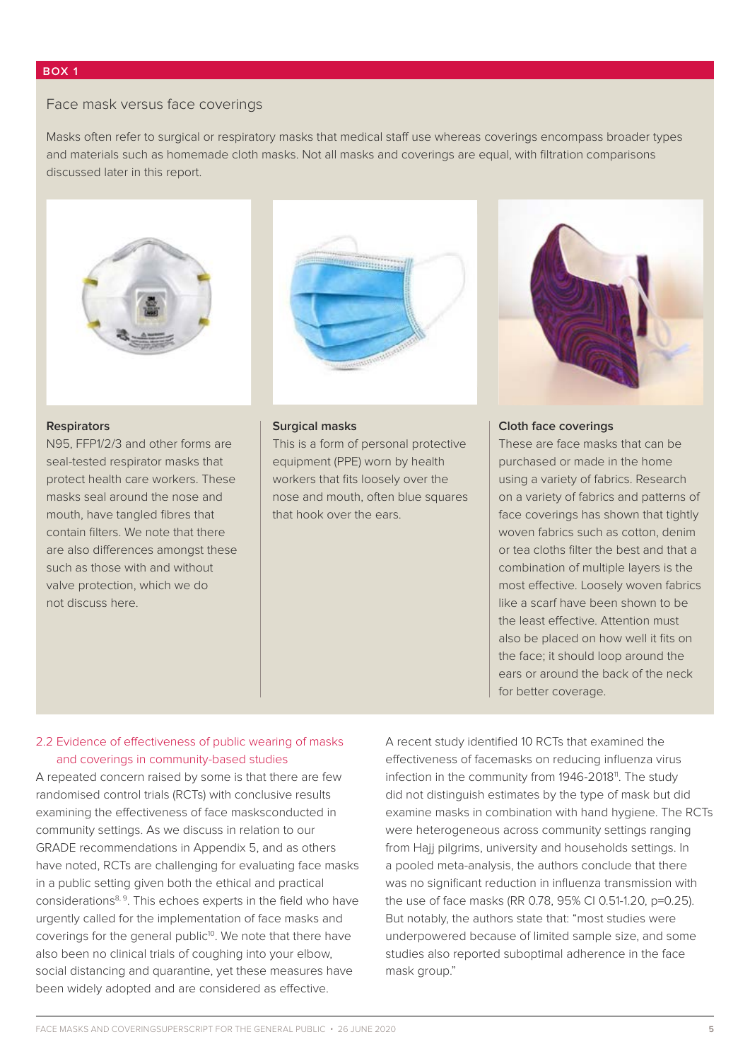**BOX 1**

Face mask versus face coverings

Masks often refer to surgical or respiratory masks that medical staff use whereas coverings encompass broader types and materials such as homemade cloth masks. Not all masks and coverings are equal, with filtration comparisons discussed later in this report.

**Respirators**

N95, FFP1/2/3 and other forms are seal-tested respirator masks that protect health care workers. These masks seal around the nose and mouth, have tangled fibres that contain filters. We note that there are also differences amongst these such as those with and without valve protection, which we do not discuss here.

**Surgical masks**

This is a form of personal protective equipment (PPE) worn by health workers that fits loosely over the nose and mouth, often blue squares that hook over the ears.

**Cloth face coverings**

These are face masks that can be purchased or made in the home using a variety of fabrics. Research on a variety of fabrics and patterns of face coverings has shown that tightly woven fabrics such as cotton, denim or tea cloths filter the best and that a combination of multiple layers is the most effective. Loosely woven fabrics like a scarf have been shown to be the least effective. Attention must also be placed on how well it fits on the face; it should loop around the ears or around the back of the neck for better coverage.

## 2.2 Evidence of effectiveness of public wearing of masks and coverings in community-based studies

A repeated concern raised by some is that there are few randomised control trials (RCTs) with conclusive results examining the effectiveness of face masksconducted in community settings. As we discuss in relation to our GRADE recommendations in Appendix 5, and as others have noted, RCTs are challenging for evaluating face masks in a public setting given both the ethical and practical considerations[8, 9]. This echoes experts in the field who have urgently called for the implementation of face masks and coverings for the general public[10]. We note that there have also been no clinical trials of coughing into your elbow, social distancing and quarantine, yet these measures have been widely adopted and are considered as effective.

A recent study identified 10 RCTs that examined the effectiveness of facemasks on reducing influenza virus infection in the community from 1946-2018[11]. The study did not distinguish estimates by the type of mask but did examine masks in combination with hand hygiene. The RCTs were heterogeneous across community settings ranging from Hajj pilgrims, university and households settings. In a pooled meta-analysis, the authors conclude that there was no significant reduction in influenza transmission with the use of face masks (RR 0.78, 95% CI 0.51-1.20, $p=0.25$). But notably, the authors state that: "most studies were underpowered because of limited sample size, and some studies also reported suboptimal adherence in the face mask group."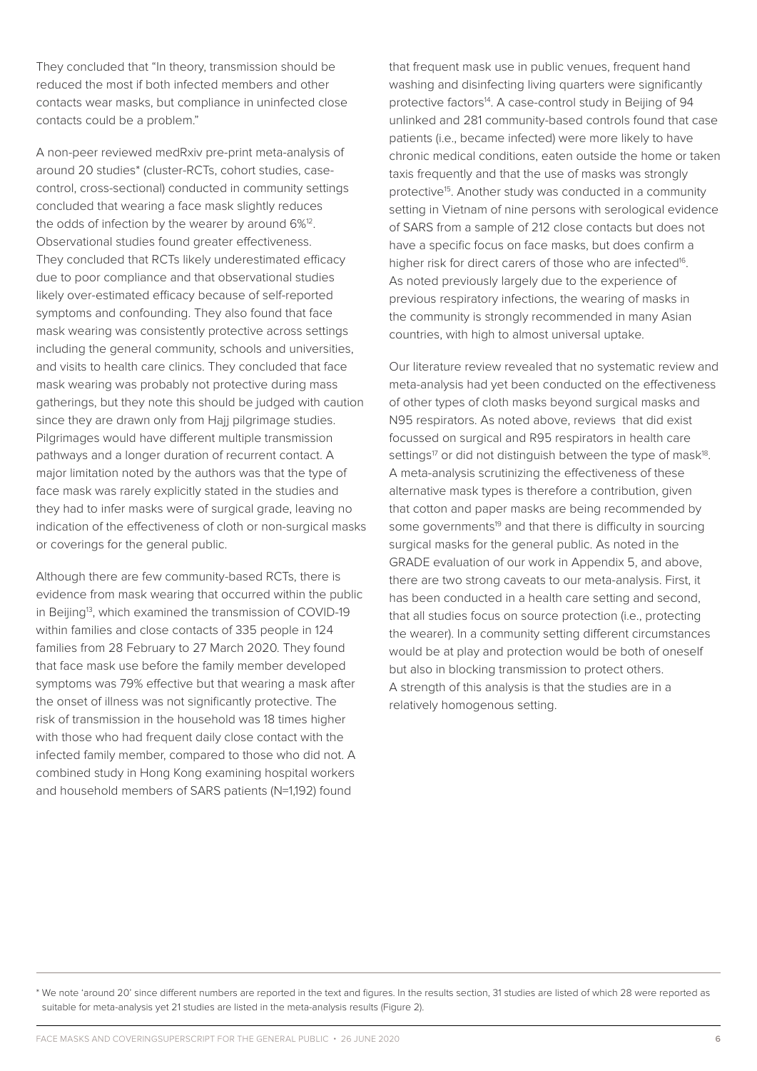They concluded that "In theory, transmission should be reduced the most if both infected members and other contacts wear masks, but compliance in uninfected close contacts could be a problem."

A non-peer reviewed medRxiv pre-print meta-analysis of around 20 studies* (cluster-RCTs, cohort studies, case-control, cross-sectional) conducted in community settings concluded that wearing a face mask slightly reduces the odds of infection by the wearer by around 6%[12]. Observational studies found greater effectiveness. They concluded that RCTs likely underestimated efficacy due to poor compliance and that observational studies likely over-estimated efficacy because of self-reported symptoms and confounding. They also found that face mask wearing was consistently protective across settings including the general community, schools and universities, and visits to health care clinics. They concluded that face mask wearing was probably not protective during mass gatherings, but they note this should be judged with caution since they are drawn only from Hajj pilgrimage studies. Pilgrimages would have different multiple transmission pathways and a longer duration of recurrent contact. A major limitation noted by the authors was that the type of face mask was rarely explicitly stated in the studies and they had to infer masks were of surgical grade, leaving no indication of the effectiveness of cloth or non-surgical masks or coverings for the general public.

Although there are few community-based RCTs, there is evidence from mask wearing that occurred within the public in Beijing[13], which examined the transmission of COVID-19 within families and close contacts of 335 people in 124 families from 28 February to 27 March 2020. They found that face mask use before the family member developed symptoms was 79% effective but that wearing a mask after the onset of illness was not significantly protective. The risk of transmission in the household was 18 times higher with those who had frequent daily close contact with the infected family member, compared to those who did not. A combined study in Hong Kong examining hospital workers and household members of SARS patients (N=1,192) found that frequent mask use in public venues, frequent hand washing and disinfecting living quarters were significantly protective factors[14]. A case-control study in Beijing of 94 unlinked and 281 community-based controls found that case patients (i.e., became infected) were more likely to have chronic medical conditions, eaten outside the home or taken taxis frequently and that the use of masks was strongly protective[15]. Another study was conducted in a community setting in Vietnam of nine persons with serological evidence of SARS from a sample of 212 close contacts but does not have a specific focus on face masks, but does confirm a higher risk for direct carers of those who are infected[16]. As noted previously largely due to the experience of previous respiratory infections, the wearing of masks in the community is strongly recommended in many Asian countries, with high to almost universal uptake.

Our literature review revealed that no systematic review and meta-analysis had yet been conducted on the effectiveness of other types of cloth masks beyond surgical masks and N95 respirators. As noted above, reviews that did exist focussed on surgical and R95 respirators in health care settings[17] or did not distinguish between the type of mask[18]. A meta-analysis scrutinizing the effectiveness of these alternative mask types is therefore a contribution, given that cotton and paper masks are being recommended by some governments[19] and that there is difficulty in sourcing surgical masks for the general public. As noted in the GRADE evaluation of our work in Appendix 5, and above, there are two strong caveats to our meta-analysis. First, it has been conducted in a health care setting and second, that all studies focus on source protection (i.e., protecting the wearer). In a community setting different circumstances would be at play and protection would be both of oneself but also in blocking transmission to protect others. A strength of this analysis is that the studies are in a relatively homogenous setting.

---

* We note 'around 20' since different numbers are reported in the text and figures. In the results section, 31 studies are listed of which 28 were reported as suitable for meta-analysis yet 21 studies are listed in the meta-analysis results (Figure 2).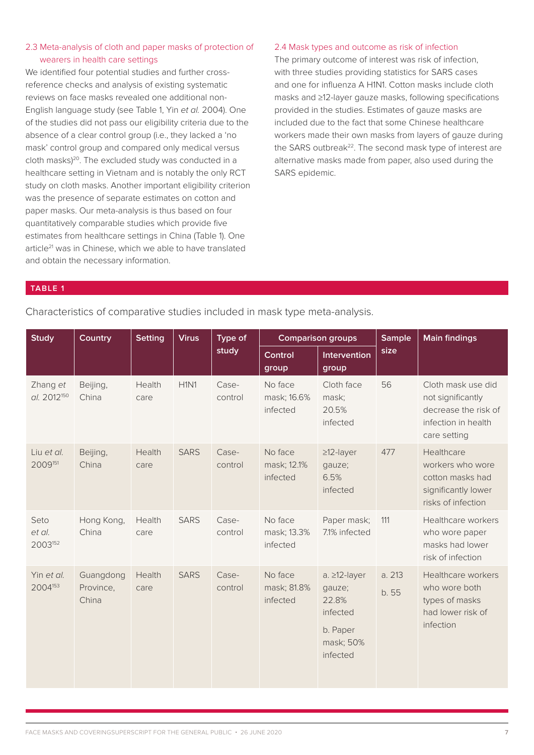### 2.3 Meta-analysis of cloth and paper masks of protection of wearers in health care settings

We identified four potential studies and further cross-reference checks and analysis of existing systematic reviews on face masks revealed one additional non-English language study (see Table 1, Yin *et al.* 2004). One of the studies did not pass our eligibility criteria due to the absence of a clear control group (i.e., they lacked a 'no mask' control group and compared only medical versus cloth masks)[20]. The excluded study was conducted in a healthcare setting in Vietnam and is notably the only RCT study on cloth masks. Another important eligibility criterion was the presence of separate estimates on cotton and paper masks. Our meta-analysis is thus based on four quantitatively comparable studies which provide five estimates from healthcare settings in China (Table 1). One article[21] was in Chinese, which we able to have translated and obtain the necessary information.

### 2.4 Mask types and outcome as risk of infection

The primary outcome of interest was risk of infection, with three studies providing statistics for SARS cases and one for influenza A H1N1. Cotton masks include cloth masks and ≥12-layer gauze masks, following specifications provided in the studies. Estimates of gauze masks are included due to the fact that some Chinese healthcare workers made their own masks from layers of gauze during the SARS outbreak[22]. The second mask type of interest are alternative masks made from paper, also used during the SARS epidemic.

**TABLE 1**

Characteristics of comparative studies included in mask type meta-analysis.

| Study | Country | Setting | Virus | Type of study | Comparison groups | | Sample size | Main findings |
|---|---|---|---|---|---|---|---|---|
| | | | | | Control group | Intervention group | | |
| Zhang *et al.* 2012[150] | Beijing, China | Health care | H1N1 | Case-control | No face mask; 16.6% infected | Cloth face mask; 20.5% infected | 56 | Cloth mask use did not significantly decrease the risk of infection in health care setting |
| Liu *et al.* 2009[151] | Beijing, China | Health care | SARS | Case-control | No face mask; 12.1% infected | ≥12-layer gauze; 6.5% infected | 477 | Healthcare workers who wore cotton masks had significantly lower risks of infection |
| Seto *et al.* 2003[152] | Hong Kong, China | Health care | SARS | Case-control | No face mask; 13.3% infected | Paper mask; 7.1% infected | 111 | Healthcare workers who wore paper masks had lower risk of infection |
| Yin *et al.* 2004[153] | Guangdong Province, China | Health care | SARS | Case-control | No face mask; 81.8% infected | a. ≥12-layer gauze; 22.8% infected<br>b. Paper mask; 50% infected | a. 213<br>b. 55 | Healthcare workers who wore both types of masks had lower risk of infection |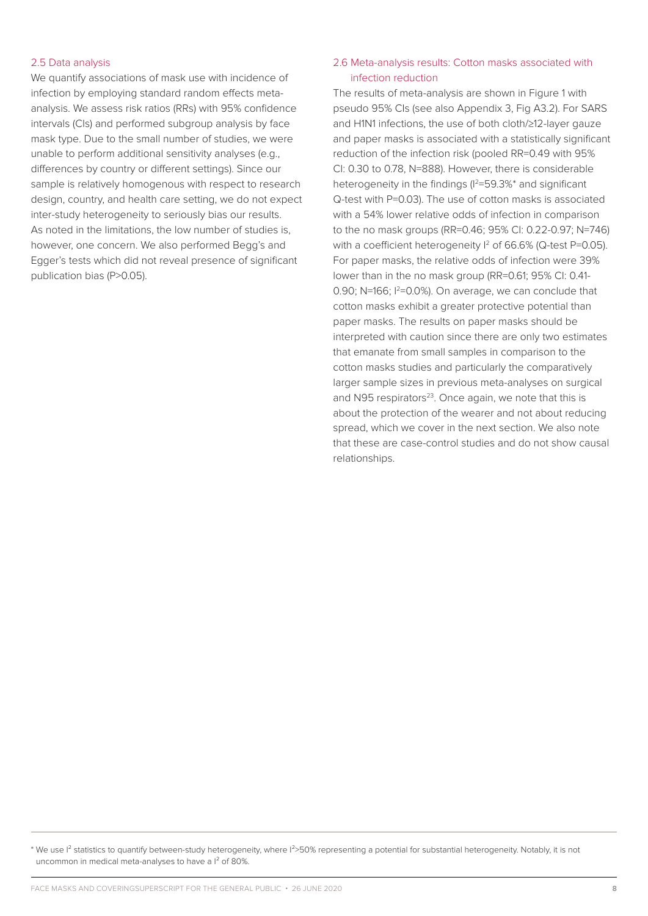## 2.5 Data analysis

We quantify associations of mask use with incidence of infection by employing standard random effects meta-analysis. We assess risk ratios (RRs) with 95% confidence intervals (CIs) and performed subgroup analysis by face mask type. Due to the small number of studies, we were unable to perform additional sensitivity analyses (e.g., differences by country or different settings). Since our sample is relatively homogenous with respect to research design, country, and health care setting, we do not expect inter-study heterogeneity to seriously bias our results. As noted in the limitations, the low number of studies is, however, one concern. We also performed Begg's and Egger's tests which did not reveal presence of significant publication bias (P>0.05).

## 2.6 Meta-analysis results: Cotton masks associated with infection reduction

The results of meta-analysis are shown in Figure 1 with pseudo 95% CIs (see also Appendix 3, Fig A3.2). For SARS and H1N1 infections, the use of both cloth/≥12-layer gauze and paper masks is associated with a statistically significant reduction of the infection risk (pooled RR=0.49 with 95% CI: 0.30 to 0.78, N=888). However, there is considerable heterogeneity in the findings ($I^2$=59.3%* and significant Q-test with P=0.03). The use of cotton masks is associated with a 54% lower relative odds of infection in comparison to the no mask groups (RR=0.46; 95% CI: 0.22-0.97; N=746) with a coefficient heterogeneity $I^2$ of 66.6% (Q-test P=0.05). For paper masks, the relative odds of infection were 39% lower than in the no mask group (RR=0.61; 95% CI: 0.41-0.90; N=166; $I^2$=0.0%). On average, we can conclude that cotton masks exhibit a greater protective potential than paper masks. The results on paper masks should be interpreted with caution since there are only two estimates that emanate from small samples in comparison to the cotton masks studies and particularly the comparatively larger sample sizes in previous meta-analyses on surgical and N95 respirators[23]. Once again, we note that this is about the protection of the wearer and not about reducing spread, which we cover in the next section. We also note that these are case-control studies and do not show causal relationships.

---

* We use $I^2$ statistics to quantify between-study heterogeneity, where $I^2$>50% representing a potential for substantial heterogeneity. Notably, it is not uncommon in medical meta-analyses to have a $I^2$ of 80%.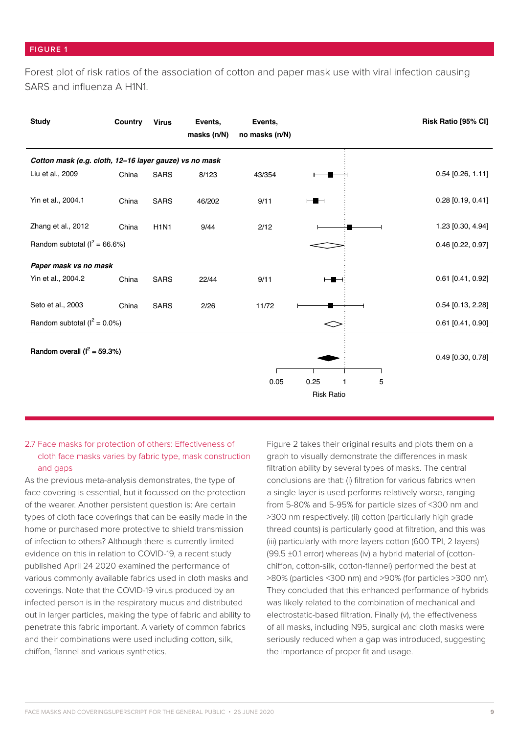**FIGURE 1**

Forest plot of risk ratios of the association of cotton and paper mask use with viral infection causing SARS and influenza A H1N1.

| Study | Country | Virus | Events, masks (n/N) | Events, no masks (n/N) | Risk Ratio [95% CI] |
|---|---|---|---|---|---|
| ***Cotton mask (e.g. cloth, 12–16 layer gauze) vs no mask*** | | | | | |
| Liu et al., 2009 | China | SARS | 8/123 | 43/354 | 0.54 [0.26, 1.11] |
| Yin et al., 2004.1 | China | SARS | 46/202 | 9/11 | 0.28 [0.19, 0.41] |
| Zhang et al., 2012 | China | H1N1 | 9/44 | 2/12 | 1.23 [0.30, 4.94] |
| Random subtotal ($I^2$ = 66.6%) | | | | | 0.46 [0.22, 0.97] |
| ***Paper mask vs no mask*** | | | | | |
| Yin et al., 2004.2 | China | SARS | 22/44 | 9/11 | 0.61 [0.41, 0.92] |
| Seto et al., 2003 | China | SARS | 2/26 | 11/72 | 0.54 [0.13, 2.28] |
| Random subtotal ($I^2$ = 0.0%) | | | | | 0.61 [0.41, 0.90] |
| **Random overall ($I^2$ = 59.3%)** | | | | | 0.49 [0.30, 0.78] |

Risk Ratio axis: 0.05, 0.25, 1, 5

### 2.7 Face masks for protection of others: Effectiveness of cloth face masks varies by fabric type, mask construction and gaps

As the previous meta-analysis demonstrates, the type of face covering is essential, but it focussed on the protection of the wearer. Another persistent question is: Are certain types of cloth face coverings that can be easily made in the home or purchased more protective to shield transmission of infection to others? Although there is currently limited evidence on this in relation to COVID-19, a recent study published April 24 2020 examined the performance of various commonly available fabrics used in cloth masks and coverings. Note that the COVID-19 virus produced by an infected person is in the respiratory mucus and distributed out in larger particles, making the type of fabric and ability to penetrate this fabric important. A variety of common fabrics and their combinations were used including cotton, silk, chiffon, flannel and various synthetics.

Figure 2 takes their original results and plots them on a graph to visually demonstrate the differences in mask filtration ability by several types of masks. The central conclusions are that: (i) filtration for various fabrics when a single layer is used performs relatively worse, ranging from 5-80% and 5-95% for particle sizes of <300 nm and >300 nm respectively. (ii) cotton (particularly high grade thread counts) is particularly good at filtration, and this was (iii) particularly with more layers cotton (600 TPI, 2 layers) (99.5 ±0.1 error) whereas (iv) a hybrid material of (cotton-chiffon, cotton-silk, cotton-flannel) performed the best at >80% (particles <300 nm) and >90% (for particles >300 nm). They concluded that this enhanced performance of hybrids was likely related to the combination of mechanical and electrostatic-based filtration. Finally (v), the effectiveness of all masks, including N95, surgical and cloth masks were seriously reduced when a gap was introduced, suggesting the importance of proper fit and usage.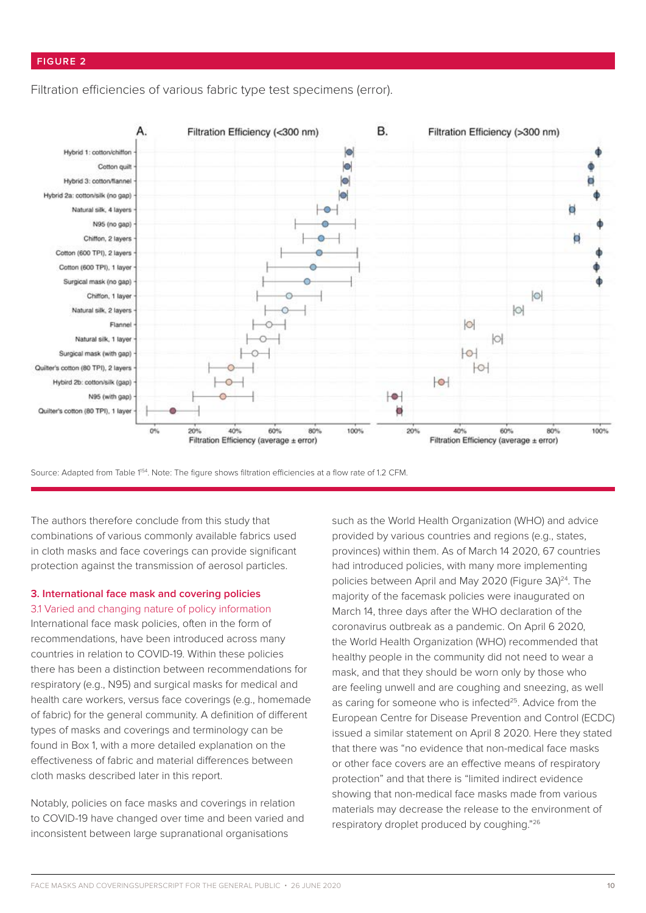## FIGURE 2

Filtration efficiencies of various fabric type test specimens (error).

Source: Adapted from Table 1[54]. Note: The figure shows filtration efficiencies at a flow rate of 1.2 CFM.

The authors therefore conclude from this study that combinations of various commonly available fabrics used in cloth masks and face coverings can provide significant protection against the transmission of aerosol particles.

## 3. International face mask and covering policies

### 3.1 Varied and changing nature of policy information

International face mask policies, often in the form of recommendations, have been introduced across many countries in relation to COVID-19. Within these policies there has been a distinction between recommendations for respiratory (e.g., N95) and surgical masks for medical and health care workers, versus face coverings (e.g., homemade of fabric) for the general community. A definition of different types of masks and coverings and terminology can be found in Box 1, with a more detailed explanation on the effectiveness of fabric and material differences between cloth masks described later in this report.

Notably, policies on face masks and coverings in relation to COVID-19 have changed over time and been varied and inconsistent between large supranational organisations such as the World Health Organization (WHO) and advice provided by various countries and regions (e.g., states, provinces) within them. As of March 14 2020, 67 countries had introduced policies, with many more implementing policies between April and May 2020 (Figure 3A)[24]. The majority of the facemask policies were inaugurated on March 14, three days after the WHO declaration of the coronavirus outbreak as a pandemic. On April 6 2020, the World Health Organization (WHO) recommended that healthy people in the community did not need to wear a mask, and that they should be worn only by those who are feeling unwell and are coughing and sneezing, as well as caring for someone who is infected[25]. Advice from the European Centre for Disease Prevention and Control (ECDC) issued a similar statement on April 8 2020. Here they stated that there was "no evidence that non-medical face masks or other face covers are an effective means of respiratory protection" and that there is "limited indirect evidence showing that non-medical face masks made from various materials may decrease the release to the environment of respiratory droplet produced by coughing."[26]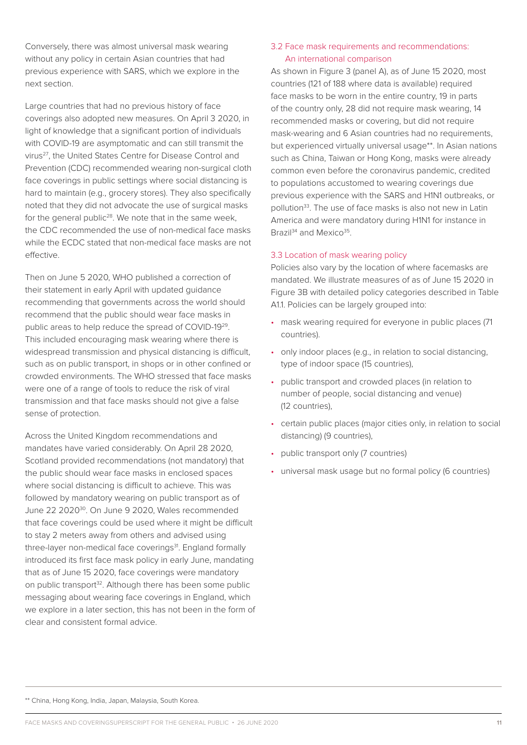Conversely, there was almost universal mask wearing without any policy in certain Asian countries that had previous experience with SARS, which we explore in the next section.

Large countries that had no previous history of face coverings also adopted new measures. On April 3 2020, in light of knowledge that a significant portion of individuals with COVID-19 are asymptomatic and can still transmit the virus[27], the United States Centre for Disease Control and Prevention (CDC) recommended wearing non-surgical cloth face coverings in public settings where social distancing is hard to maintain (e.g., grocery stores). They also specifically noted that they did not advocate the use of surgical masks for the general public[28]. We note that in the same week, the CDC recommended the use of non-medical face masks while the ECDC stated that non-medical face masks are not effective.

Then on June 5 2020, WHO published a correction of their statement in early April with updated guidance recommending that governments across the world should recommend that the public should wear face masks in public areas to help reduce the spread of COVID-19[29]. This included encouraging mask wearing where there is widespread transmission and physical distancing is difficult, such as on public transport, in shops or in other confined or crowded environments. The WHO stressed that face masks were one of a range of tools to reduce the risk of viral transmission and that face masks should not give a false sense of protection.

Across the United Kingdom recommendations and mandates have varied considerably. On April 28 2020, Scotland provided recommendations (not mandatory) that the public should wear face masks in enclosed spaces where social distancing is difficult to achieve. This was followed by mandatory wearing on public transport as of June 22 2020[30]. On June 9 2020, Wales recommended that face coverings could be used where it might be difficult to stay 2 meters away from others and advised using three-layer non-medical face coverings[31]. England formally introduced its first face mask policy in early June, mandating that as of June 15 2020, face coverings were mandatory on public transport[32]. Although there has been some public messaging about wearing face coverings in England, which we explore in a later section, this has not been in the form of clear and consistent formal advice.

### 3.2 Face mask requirements and recommendations: An international comparison

As shown in Figure 3 (panel A), as of June 15 2020, most countries (121 of 188 where data is available) required face masks to be worn in the entire country, 19 in parts of the country only, 28 did not require mask wearing, 14 recommended masks or covering, but did not require mask-wearing and 6 Asian countries had no requirements, but experienced virtually universal usage**. In Asian nations such as China, Taiwan or Hong Kong, masks were already common even before the coronavirus pandemic, credited to populations accustomed to wearing coverings due previous experience with the SARS and H1N1 outbreaks, or pollution[33]. The use of face masks is also not new in Latin America and were mandatory during H1N1 for instance in Brazil[34] and Mexico[35].

### 3.3 Location of mask wearing policy

Policies also vary by the location of where facemasks are mandated. We illustrate measures of as of June 15 2020 in Figure 3B with detailed policy categories described in Table A1.1. Policies can be largely grouped into:

- mask wearing required for everyone in public places (71 countries).
- only indoor places (e.g., in relation to social distancing, type of indoor space (15 countries),
- public transport and crowded places (in relation to number of people, social distancing and venue) (12 countries),
- certain public places (major cities only, in relation to social distancing) (9 countries),
- public transport only (7 countries)
- universal mask usage but no formal policy (6 countries)

** China, Hong Kong, India, Japan, Malaysia, South Korea.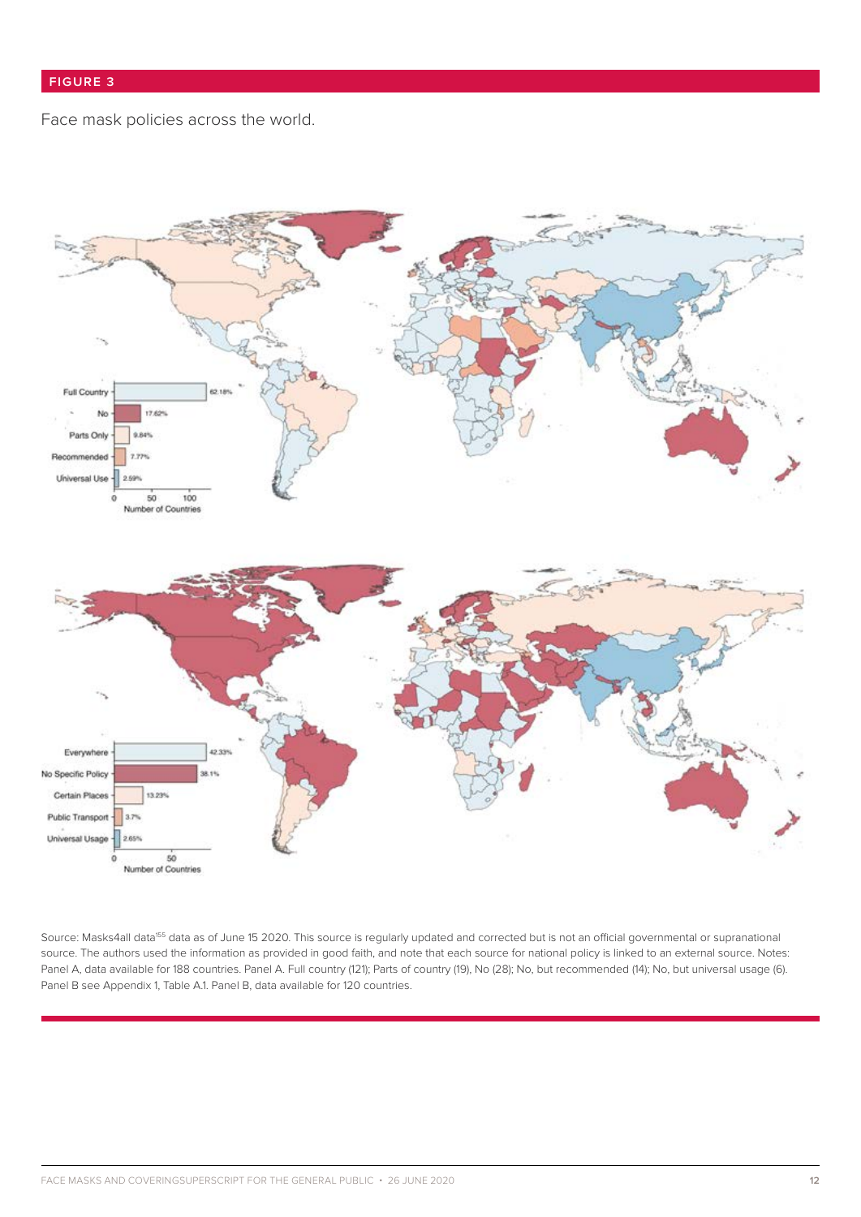**FIGURE 3**

Face mask policies across the world.

Source: Masks4all data[155] data as of June 15 2020. This source is regularly updated and corrected but is not an official governmental or supranational source. The authors used the information as provided in good faith, and note that each source for national policy is linked to an external source. Notes: Panel A, data available for 188 countries. Panel A. Full country (121); Parts of country (19), No (28); No, but recommended (14); No, but universal usage (6). Panel B see Appendix 1, Table A.1. Panel B, data available for 120 countries.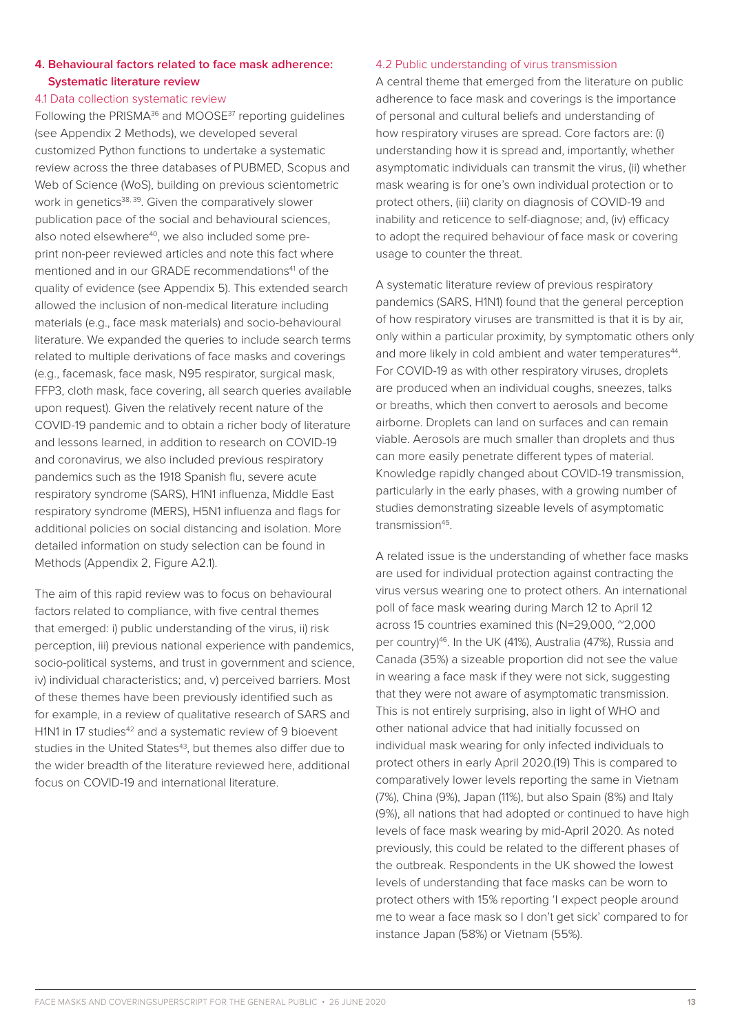## 4. Behavioural factors related to face mask adherence: Systematic literature review

### 4.1 Data collection systematic review

Following the PRISMA[36] and MOOSE[37] reporting guidelines (see Appendix 2 Methods), we developed several customized Python functions to undertake a systematic review across the three databases of PUBMED, Scopus and Web of Science (WoS), building on previous scientometric work in genetics[38, 39]. Given the comparatively slower publication pace of the social and behavioural sciences, also noted elsewhere[40], we also included some pre-print non-peer reviewed articles and note this fact where mentioned and in our GRADE recommendations[41] of the quality of evidence (see Appendix 5). This extended search allowed the inclusion of non-medical literature including materials (e.g., face mask materials) and socio-behavioural literature. We expanded the queries to include search terms related to multiple derivations of face masks and coverings (e.g., facemask, face mask, N95 respirator, surgical mask, FFP3, cloth mask, face covering, all search queries available upon request). Given the relatively recent nature of the COVID-19 pandemic and to obtain a richer body of literature and lessons learned, in addition to research on COVID-19 and coronavirus, we also included previous respiratory pandemics such as the 1918 Spanish flu, severe acute respiratory syndrome (SARS), H1N1 influenza, Middle East respiratory syndrome (MERS), H5N1 influenza and flags for additional policies on social distancing and isolation. More detailed information on study selection can be found in Methods (Appendix 2, Figure A2.1).

The aim of this rapid review was to focus on behavioural factors related to compliance, with five central themes that emerged: i) public understanding of the virus, ii) risk perception, iii) previous national experience with pandemics, socio-political systems, and trust in government and science, iv) individual characteristics; and, v) perceived barriers. Most of these themes have been previously identified such as for example, in a review of qualitative research of SARS and H1N1 in 17 studies[42] and a systematic review of 9 bioevent studies in the United States[43], but themes also differ due to the wider breadth of the literature reviewed here, additional focus on COVID-19 and international literature.

### 4.2 Public understanding of virus transmission

A central theme that emerged from the literature on public adherence to face mask and coverings is the importance of personal and cultural beliefs and understanding of how respiratory viruses are spread. Core factors are: (i) understanding how it is spread and, importantly, whether asymptomatic individuals can transmit the virus, (ii) whether mask wearing is for one's own individual protection or to protect others, (iii) clarity on diagnosis of COVID-19 and inability and reticence to self-diagnose; and, (iv) efficacy to adopt the required behaviour of face mask or covering usage to counter the threat.

A systematic literature review of previous respiratory pandemics (SARS, H1N1) found that the general perception of how respiratory viruses are transmitted is that it is by air, only within a particular proximity, by symptomatic others only and more likely in cold ambient and water temperatures[44]. For COVID-19 as with other respiratory viruses, droplets are produced when an individual coughs, sneezes, talks or breaths, which then convert to aerosols and become airborne. Droplets can land on surfaces and can remain viable. Aerosols are much smaller than droplets and thus can more easily penetrate different types of material. Knowledge rapidly changed about COVID-19 transmission, particularly in the early phases, with a growing number of studies demonstrating sizeable levels of asymptomatic transmission[45].

A related issue is the understanding of whether face masks are used for individual protection against contracting the virus versus wearing one to protect others. An international poll of face mask wearing during March 12 to April 12 across 15 countries examined this (N=29,000, ~2,000 per country)[46]. In the UK (41%), Australia (47%), Russia and Canada (35%) a sizeable proportion did not see the value in wearing a face mask if they were not sick, suggesting that they were not aware of asymptomatic transmission. This is not entirely surprising, also in light of WHO and other national advice that had initially focussed on individual mask wearing for only infected individuals to protect others in early April 2020.(19) This is compared to comparatively lower levels reporting the same in Vietnam (7%), China (9%), Japan (11%), but also Spain (8%) and Italy (9%), all nations that had adopted or continued to have high levels of face mask wearing by mid-April 2020. As noted previously, this could be related to the different phases of the outbreak. Respondents in the UK showed the lowest levels of understanding that face masks can be worn to protect others with 15% reporting 'I expect people around me to wear a face mask so I don't get sick' compared to for instance Japan (58%) or Vietnam (55%).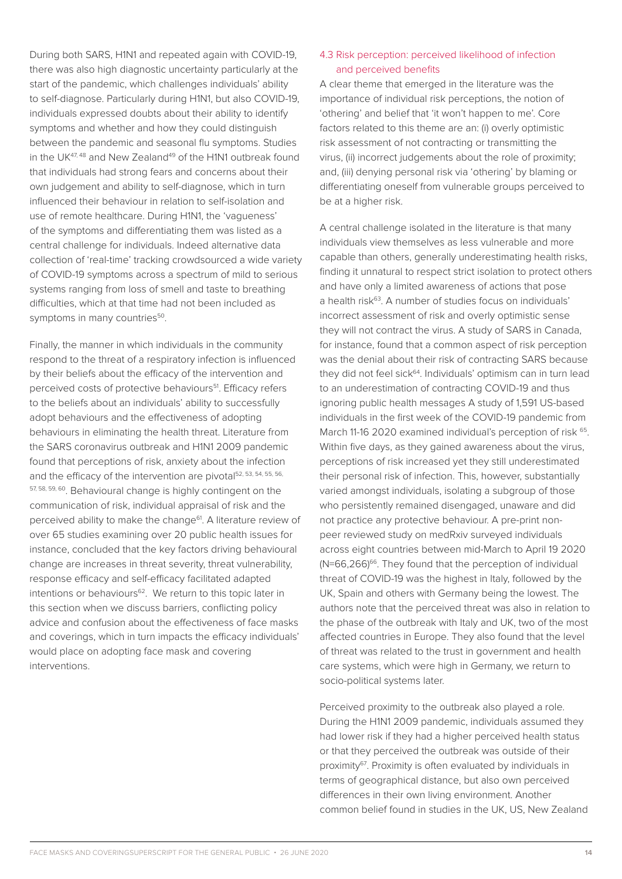During both SARS, H1N1 and repeated again with COVID-19, there was also high diagnostic uncertainty particularly at the start of the pandemic, which challenges individuals' ability to self-diagnose. Particularly during H1N1, but also COVID-19, individuals expressed doubts about their ability to identify symptoms and whether and how they could distinguish between the pandemic and seasonal flu symptoms. Studies in the UK[47, 48] and New Zealand[49] of the H1N1 outbreak found that individuals had strong fears and concerns about their own judgement and ability to self-diagnose, which in turn influenced their behaviour in relation to self-isolation and use of remote healthcare. During H1N1, the 'vagueness' of the symptoms and differentiating them was listed as a central challenge for individuals. Indeed alternative data collection of 'real-time' tracking crowdsourced a wide variety of COVID-19 symptoms across a spectrum of mild to serious systems ranging from loss of smell and taste to breathing difficulties, which at that time had not been included as symptoms in many countries[50].

Finally, the manner in which individuals in the community respond to the threat of a respiratory infection is influenced by their beliefs about the efficacy of the intervention and perceived costs of protective behaviours[51]. Efficacy refers to the beliefs about an individuals' ability to successfully adopt behaviours and the effectiveness of adopting behaviours in eliminating the health threat. Literature from the SARS coronavirus outbreak and H1N1 2009 pandemic found that perceptions of risk, anxiety about the infection and the efficacy of the intervention are pivotal[52, 53, 54, 55, 56, 57, 58, 59, 60]. Behavioural change is highly contingent on the communication of risk, individual appraisal of risk and the perceived ability to make the change[61]. A literature review of over 65 studies examining over 20 public health issues for instance, concluded that the key factors driving behavioural change are increases in threat severity, threat vulnerability, response efficacy and self-efficacy facilitated adapted intentions or behaviours[62]. We return to this topic later in this section when we discuss barriers, conflicting policy advice and confusion about the effectiveness of face masks and coverings, which in turn impacts the efficacy individuals' would place on adopting face mask and covering interventions.

### 4.3 Risk perception: perceived likelihood of infection and perceived benefits

A clear theme that emerged in the literature was the importance of individual risk perceptions, the notion of 'othering' and belief that 'it won't happen to me'. Core factors related to this theme are an: (i) overly optimistic risk assessment of not contracting or transmitting the virus, (ii) incorrect judgements about the role of proximity; and, (iii) denying personal risk via 'othering' by blaming or differentiating oneself from vulnerable groups perceived to be at a higher risk.

A central challenge isolated in the literature is that many individuals view themselves as less vulnerable and more capable than others, generally underestimating health risks, finding it unnatural to respect strict isolation to protect others and have only a limited awareness of actions that pose a health risk[63]. A number of studies focus on individuals' incorrect assessment of risk and overly optimistic sense they will not contract the virus. A study of SARS in Canada, for instance, found that a common aspect of risk perception was the denial about their risk of contracting SARS because they did not feel sick[64]. Individuals' optimism can in turn lead to an underestimation of contracting COVID-19 and thus ignoring public health messages A study of 1,591 US-based individuals in the first week of the COVID-19 pandemic from March 11-16 2020 examined individual's perception of risk [65]. Within five days, as they gained awareness about the virus, perceptions of risk increased yet they still underestimated their personal risk of infection. This, however, substantially varied amongst individuals, isolating a subgroup of those who persistently remained disengaged, unaware and did not practice any protective behaviour. A pre-print non-peer reviewed study on medRxiv surveyed individuals across eight countries between mid-March to April 19 2020 (N=66,266)[66]. They found that the perception of individual threat of COVID-19 was the highest in Italy, followed by the UK, Spain and others with Germany being the lowest. The authors note that the perceived threat was also in relation to the phase of the outbreak with Italy and UK, two of the most affected countries in Europe. They also found that the level of threat was related to the trust in government and health care systems, which were high in Germany, we return to socio-political systems later.

Perceived proximity to the outbreak also played a role. During the H1N1 2009 pandemic, individuals assumed they had lower risk if they had a higher perceived health status or that they perceived the outbreak was outside of their proximity[67]. Proximity is often evaluated by individuals in terms of geographical distance, but also own perceived differences in their own living environment. Another common belief found in studies in the UK, US, New Zealand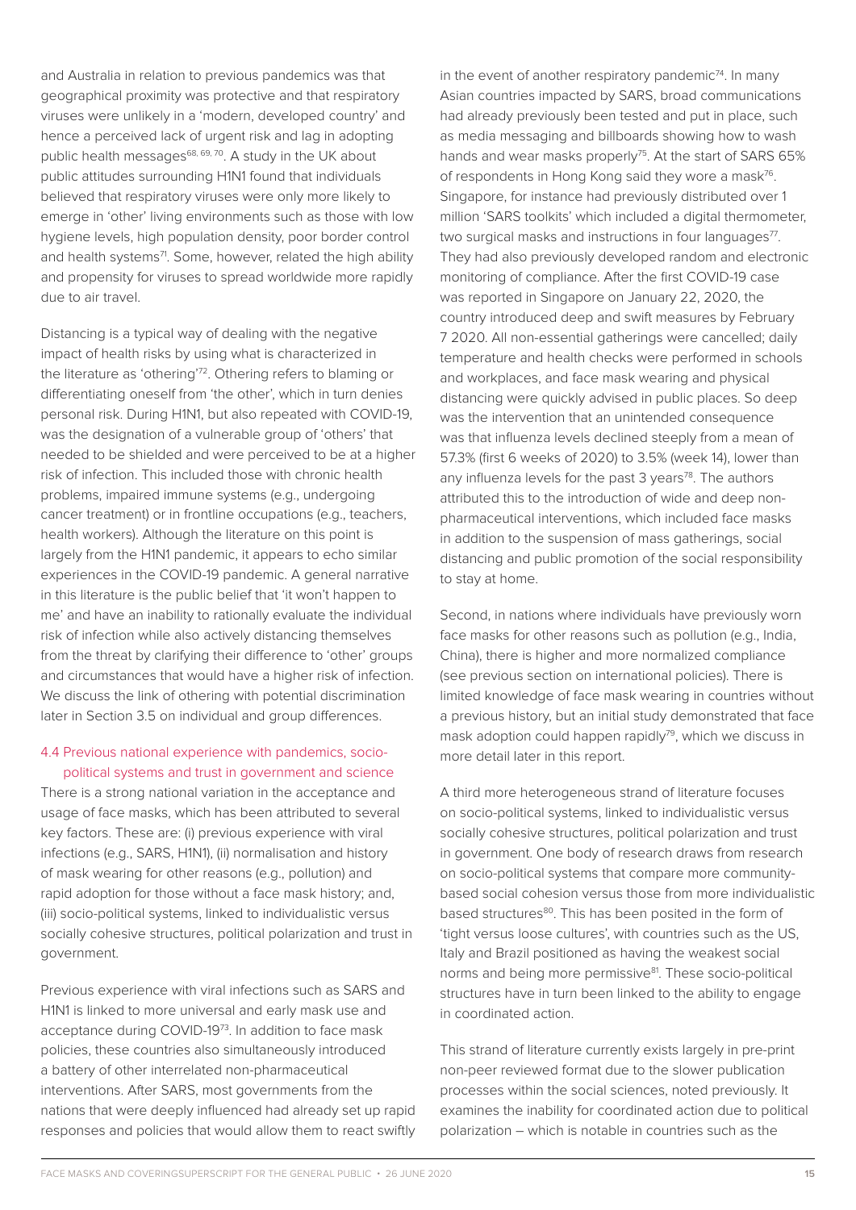and Australia in relation to previous pandemics was that geographical proximity was protective and that respiratory viruses were unlikely in a 'modern, developed country' and hence a perceived lack of urgent risk and lag in adopting public health messages[68, 69, 70]. A study in the UK about public attitudes surrounding H1N1 found that individuals believed that respiratory viruses were only more likely to emerge in 'other' living environments such as those with low hygiene levels, high population density, poor border control and health systems[71]. Some, however, related the high ability and propensity for viruses to spread worldwide more rapidly due to air travel.

Distancing is a typical way of dealing with the negative impact of health risks by using what is characterized in the literature as 'othering'[72]. Othering refers to blaming or differentiating oneself from 'the other', which in turn denies personal risk. During H1N1, but also repeated with COVID-19, was the designation of a vulnerable group of 'others' that needed to be shielded and were perceived to be at a higher risk of infection. This included those with chronic health problems, impaired immune systems (e.g., undergoing cancer treatment) or in frontline occupations (e.g., teachers, health workers). Although the literature on this point is largely from the H1N1 pandemic, it appears to echo similar experiences in the COVID-19 pandemic. A general narrative in this literature is the public belief that 'it won't happen to me' and have an inability to rationally evaluate the individual risk of infection while also actively distancing themselves from the threat by clarifying their difference to 'other' groups and circumstances that would have a higher risk of infection. We discuss the link of othering with potential discrimination later in Section 3.5 on individual and group differences.

### 4.4 Previous national experience with pandemics, socio-political systems and trust in government and science

There is a strong national variation in the acceptance and usage of face masks, which has been attributed to several key factors. These are: (i) previous experience with viral infections (e.g., SARS, H1N1), (ii) normalisation and history of mask wearing for other reasons (e.g., pollution) and rapid adoption for those without a face mask history; and, (iii) socio-political systems, linked to individualistic versus socially cohesive structures, political polarization and trust in government.

Previous experience with viral infections such as SARS and H1N1 is linked to more universal and early mask use and acceptance during COVID-19[73]. In addition to face mask policies, these countries also simultaneously introduced a battery of other interrelated non-pharmaceutical interventions. After SARS, most governments from the nations that were deeply influenced had already set up rapid responses and policies that would allow them to react swiftly in the event of another respiratory pandemic[74]. In many Asian countries impacted by SARS, broad communications had already previously been tested and put in place, such as media messaging and billboards showing how to wash hands and wear masks properly[75]. At the start of SARS 65% of respondents in Hong Kong said they wore a mask[76]. Singapore, for instance had previously distributed over 1 million 'SARS toolkits' which included a digital thermometer, two surgical masks and instructions in four languages[77]. They had also previously developed random and electronic monitoring of compliance. After the first COVID-19 case was reported in Singapore on January 22, 2020, the country introduced deep and swift measures by February 7 2020. All non-essential gatherings were cancelled; daily temperature and health checks were performed in schools and workplaces, and face mask wearing and physical distancing were quickly advised in public places. So deep was the intervention that an unintended consequence was that influenza levels declined steeply from a mean of 57.3% (first 6 weeks of 2020) to 3.5% (week 14), lower than any influenza levels for the past 3 years[78]. The authors attributed this to the introduction of wide and deep non-pharmaceutical interventions, which included face masks in addition to the suspension of mass gatherings, social distancing and public promotion of the social responsibility to stay at home.

Second, in nations where individuals have previously worn face masks for other reasons such as pollution (e.g., India, China), there is higher and more normalized compliance (see previous section on international policies). There is limited knowledge of face mask wearing in countries without a previous history, but an initial study demonstrated that face mask adoption could happen rapidly[79], which we discuss in more detail later in this report.

A third more heterogeneous strand of literature focuses on socio-political systems, linked to individualistic versus socially cohesive structures, political polarization and trust in government. One body of research draws from research on socio-political systems that compare more community-based social cohesion versus those from more individualistic based structures[80]. This has been posited in the form of 'tight versus loose cultures', with countries such as the US, Italy and Brazil positioned as having the weakest social norms and being more permissive[81]. These socio-political structures have in turn been linked to the ability to engage in coordinated action.

This strand of literature currently exists largely in pre-print non-peer reviewed format due to the slower publication processes within the social sciences, noted previously. It examines the inability for coordinated action due to political polarization – which is notable in countries such as the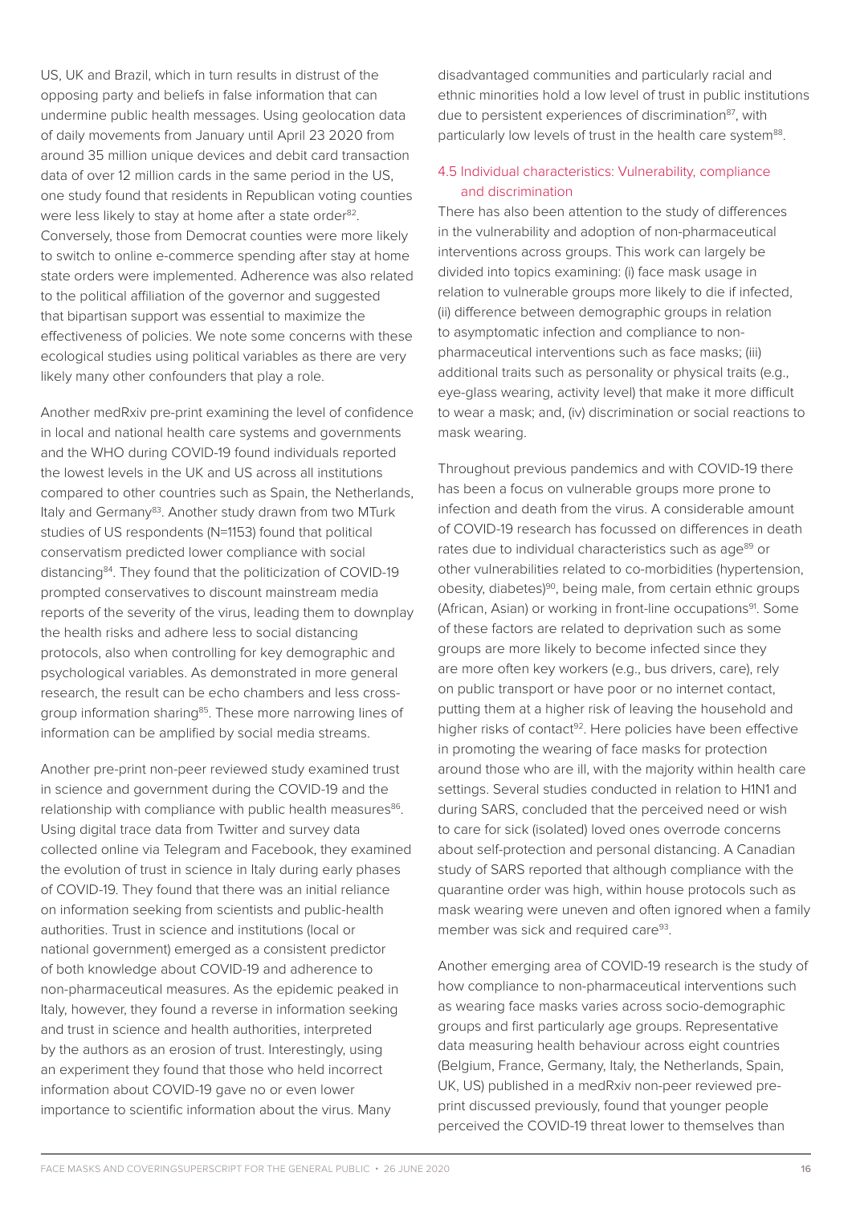US, UK and Brazil, which in turn results in distrust of the opposing party and beliefs in false information that can undermine public health messages. Using geolocation data of daily movements from January until April 23 2020 from around 35 million unique devices and debit card transaction data of over 12 million cards in the same period in the US, one study found that residents in Republican voting counties were less likely to stay at home after a state order[82]. Conversely, those from Democrat counties were more likely to switch to online e-commerce spending after stay at home state orders were implemented. Adherence was also related to the political affiliation of the governor and suggested that bipartisan support was essential to maximize the effectiveness of policies. We note some concerns with these ecological studies using political variables as there are very likely many other confounders that play a role.

Another medRxiv pre-print examining the level of confidence in local and national health care systems and governments and the WHO during COVID-19 found individuals reported the lowest levels in the UK and US across all institutions compared to other countries such as Spain, the Netherlands, Italy and Germany[83]. Another study drawn from two MTurk studies of US respondents (N=1153) found that political conservatism predicted lower compliance with social distancing[84]. They found that the politicization of COVID-19 prompted conservatives to discount mainstream media reports of the severity of the virus, leading them to downplay the health risks and adhere less to social distancing protocols, also when controlling for key demographic and psychological variables. As demonstrated in more general research, the result can be echo chambers and less cross-group information sharing[85]. These more narrowing lines of information can be amplified by social media streams.

Another pre-print non-peer reviewed study examined trust in science and government during the COVID-19 and the relationship with compliance with public health measures[86]. Using digital trace data from Twitter and survey data collected online via Telegram and Facebook, they examined the evolution of trust in science in Italy during early phases of COVID-19. They found that there was an initial reliance on information seeking from scientists and public-health authorities. Trust in science and institutions (local or national government) emerged as a consistent predictor of both knowledge about COVID-19 and adherence to non-pharmaceutical measures. As the epidemic peaked in Italy, however, they found a reverse in information seeking and trust in science and health authorities, interpreted by the authors as an erosion of trust. Interestingly, using an experiment they found that those who held incorrect information about COVID-19 gave no or even lower importance to scientific information about the virus. Many disadvantaged communities and particularly racial and ethnic minorities hold a low level of trust in public institutions due to persistent experiences of discrimination[87], with particularly low levels of trust in the health care system[88].

### 4.5 Individual characteristics: Vulnerability, compliance and discrimination

There has also been attention to the study of differences in the vulnerability and adoption of non-pharmaceutical interventions across groups. This work can largely be divided into topics examining: (i) face mask usage in relation to vulnerable groups more likely to die if infected, (ii) difference between demographic groups in relation to asymptomatic infection and compliance to non-pharmaceutical interventions such as face masks; (iii) additional traits such as personality or physical traits (e.g., eye-glass wearing, activity level) that make it more difficult to wear a mask; and, (iv) discrimination or social reactions to mask wearing.

Throughout previous pandemics and with COVID-19 there has been a focus on vulnerable groups more prone to infection and death from the virus. A considerable amount of COVID-19 research has focussed on differences in death rates due to individual characteristics such as age[89] or other vulnerabilities related to co-morbidities (hypertension, obesity, diabetes)[90], being male, from certain ethnic groups (African, Asian) or working in front-line occupations[91]. Some of these factors are related to deprivation such as some groups are more likely to become infected since they are more often key workers (e.g., bus drivers, care), rely on public transport or have poor or no internet contact, putting them at a higher risk of leaving the household and higher risks of contact[92]. Here policies have been effective in promoting the wearing of face masks for protection around those who are ill, with the majority within health care settings. Several studies conducted in relation to H1N1 and during SARS, concluded that the perceived need or wish to care for sick (isolated) loved ones overrode concerns about self-protection and personal distancing. A Canadian study of SARS reported that although compliance with the quarantine order was high, within house protocols such as mask wearing were uneven and often ignored when a family member was sick and required care[93].

Another emerging area of COVID-19 research is the study of how compliance to non-pharmaceutical interventions such as wearing face masks varies across socio-demographic groups and first particularly age groups. Representative data measuring health behaviour across eight countries (Belgium, France, Germany, Italy, the Netherlands, Spain, UK, US) published in a medRxiv non-peer reviewed pre-print discussed previously, found that younger people perceived the COVID-19 threat lower to themselves than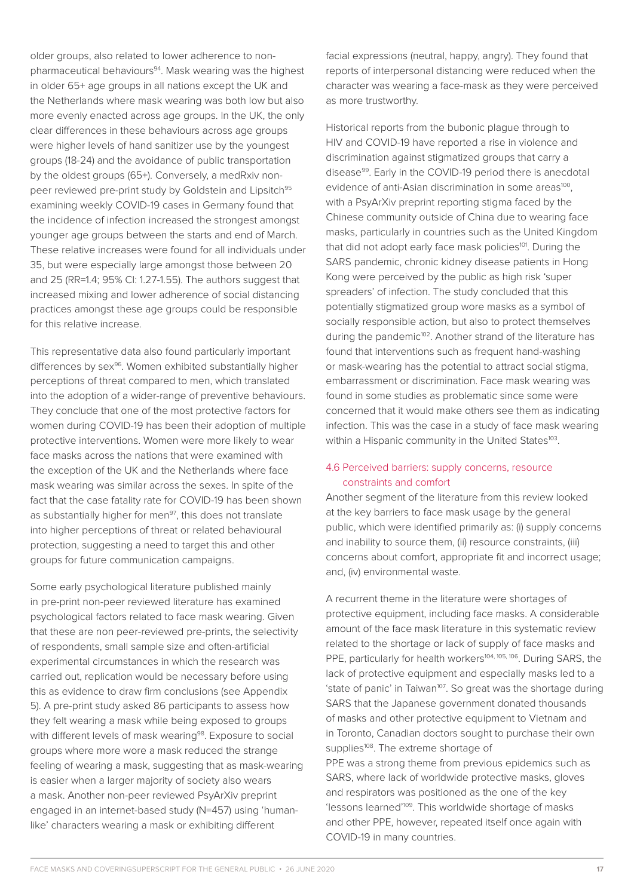older groups, also related to lower adherence to non-pharmaceutical behaviours[94]. Mask wearing was the highest in older 65+ age groups in all nations except the UK and the Netherlands where mask wearing was both low but also more evenly enacted across age groups. In the UK, the only clear differences in these behaviours across age groups were higher levels of hand sanitizer use by the youngest groups (18-24) and the avoidance of public transportation by the oldest groups (65+). Conversely, a medRxiv non-peer reviewed pre-print study by Goldstein and Lipsitch[95] examining weekly COVID-19 cases in Germany found that the incidence of infection increased the strongest amongst younger age groups between the starts and end of March. These relative increases were found for all individuals under 35, but were especially large amongst those between 20 and 25 (RR=1.4; 95% CI: 1.27-1.55). The authors suggest that increased mixing and lower adherence of social distancing practices amongst these age groups could be responsible for this relative increase.

This representative data also found particularly important differences by sex[96]. Women exhibited substantially higher perceptions of threat compared to men, which translated into the adoption of a wider-range of preventive behaviours. They conclude that one of the most protective factors for women during COVID-19 has been their adoption of multiple protective interventions. Women were more likely to wear face masks across the nations that were examined with the exception of the UK and the Netherlands where face mask wearing was similar across the sexes. In spite of the fact that the case fatality rate for COVID-19 has been shown as substantially higher for men[97], this does not translate into higher perceptions of threat or related behavioural protection, suggesting a need to target this and other groups for future communication campaigns.

Some early psychological literature published mainly in pre-print non-peer reviewed literature has examined psychological factors related to face mask wearing. Given that these are non peer-reviewed pre-prints, the selectivity of respondents, small sample size and often-artificial experimental circumstances in which the research was carried out, replication would be necessary before using this as evidence to draw firm conclusions (see Appendix 5). A pre-print study asked 86 participants to assess how they felt wearing a mask while being exposed to groups with different levels of mask wearing[98]. Exposure to social groups where more wore a mask reduced the strange feeling of wearing a mask, suggesting that as mask-wearing is easier when a larger majority of society also wears a mask. Another non-peer reviewed PsyArXiv preprint engaged in an internet-based study (N=457) using 'human-like' characters wearing a mask or exhibiting different facial expressions (neutral, happy, angry). They found that reports of interpersonal distancing were reduced when the character was wearing a face-mask as they were perceived as more trustworthy.

Historical reports from the bubonic plague through to HIV and COVID-19 have reported a rise in violence and discrimination against stigmatized groups that carry a disease[99]. Early in the COVID-19 period there is anecdotal evidence of anti-Asian discrimination in some areas[100], with a PsyArXiv preprint reporting stigma faced by the Chinese community outside of China due to wearing face masks, particularly in countries such as the United Kingdom that did not adopt early face mask policies[101]. During the SARS pandemic, chronic kidney disease patients in Hong Kong were perceived by the public as high risk 'super spreaders' of infection. The study concluded that this potentially stigmatized group wore masks as a symbol of socially responsible action, but also to protect themselves during the pandemic[102]. Another strand of the literature has found that interventions such as frequent hand-washing or mask-wearing has the potential to attract social stigma, embarrassment or discrimination. Face mask wearing was found in some studies as problematic since some were concerned that it would make others see them as indicating infection. This was the case in a study of face mask wearing within a Hispanic community in the United States[103].

### 4.6 Perceived barriers: supply concerns, resource constraints and comfort

Another segment of the literature from this review looked at the key barriers to face mask usage by the general public, which were identified primarily as: (i) supply concerns and inability to source them, (ii) resource constraints, (iii) concerns about comfort, appropriate fit and incorrect usage; and, (iv) environmental waste.

A recurrent theme in the literature were shortages of protective equipment, including face masks. A considerable amount of the face mask literature in this systematic review related to the shortage or lack of supply of face masks and PPE, particularly for health workers[104, 105, 106]. During SARS, the lack of protective equipment and especially masks led to a 'state of panic' in Taiwan[107]. So great was the shortage during SARS that the Japanese government donated thousands of masks and other protective equipment to Vietnam and in Toronto, Canadian doctors sought to purchase their own supplies[108]. The extreme shortage of PPE was a strong theme from previous epidemics such as SARS, where lack of worldwide protective masks, gloves and respirators was positioned as the one of the key 'lessons learned'[109]. This worldwide shortage of masks and other PPE, however, repeated itself once again with COVID-19 in many countries.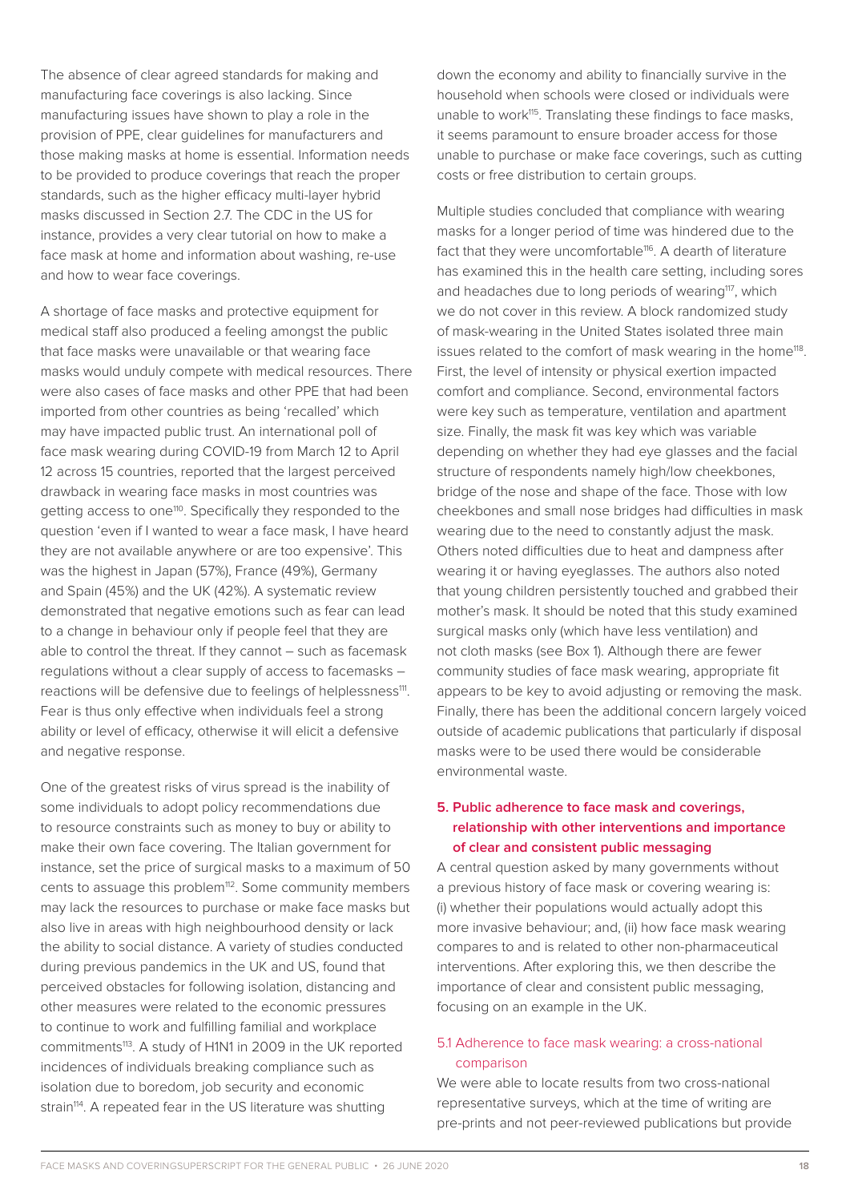The absence of clear agreed standards for making and manufacturing face coverings is also lacking. Since manufacturing issues have shown to play a role in the provision of PPE, clear guidelines for manufacturers and those making masks at home is essential. Information needs to be provided to produce coverings that reach the proper standards, such as the higher efficacy multi-layer hybrid masks discussed in Section 2.7. The CDC in the US for instance, provides a very clear tutorial on how to make a face mask at home and information about washing, re-use and how to wear face coverings.

A shortage of face masks and protective equipment for medical staff also produced a feeling amongst the public that face masks were unavailable or that wearing face masks would unduly compete with medical resources. There were also cases of face masks and other PPE that had been imported from other countries as being 'recalled' which may have impacted public trust. An international poll of face mask wearing during COVID-19 from March 12 to April 12 across 15 countries, reported that the largest perceived drawback in wearing face masks in most countries was getting access to one[110]. Specifically they responded to the question 'even if I wanted to wear a face mask, I have heard they are not available anywhere or are too expensive'. This was the highest in Japan (57%), France (49%), Germany and Spain (45%) and the UK (42%). A systematic review demonstrated that negative emotions such as fear can lead to a change in behaviour only if people feel that they are able to control the threat. If they cannot – such as facemask regulations without a clear supply of access to facemasks – reactions will be defensive due to feelings of helplessness[111]. Fear is thus only effective when individuals feel a strong ability or level of efficacy, otherwise it will elicit a defensive and negative response.

One of the greatest risks of virus spread is the inability of some individuals to adopt policy recommendations due to resource constraints such as money to buy or ability to make their own face covering. The Italian government for instance, set the price of surgical masks to a maximum of 50 cents to assuage this problem[112]. Some community members may lack the resources to purchase or make face masks but also live in areas with high neighbourhood density or lack the ability to social distance. A variety of studies conducted during previous pandemics in the UK and US, found that perceived obstacles for following isolation, distancing and other measures were related to the economic pressures to continue to work and fulfilling familial and workplace commitments[113]. A study of H1N1 in 2009 in the UK reported incidences of individuals breaking compliance such as isolation due to boredom, job security and economic strain[114]. A repeated fear in the US literature was shutting down the economy and ability to financially survive in the household when schools were closed or individuals were unable to work[115]. Translating these findings to face masks, it seems paramount to ensure broader access for those unable to purchase or make face coverings, such as cutting costs or free distribution to certain groups.

Multiple studies concluded that compliance with wearing masks for a longer period of time was hindered due to the fact that they were uncomfortable[116]. A dearth of literature has examined this in the health care setting, including sores and headaches due to long periods of wearing[117], which we do not cover in this review. A block randomized study of mask-wearing in the United States isolated three main issues related to the comfort of mask wearing in the home[118]. First, the level of intensity or physical exertion impacted comfort and compliance. Second, environmental factors were key such as temperature, ventilation and apartment size. Finally, the mask fit was key which was variable depending on whether they had eye glasses and the facial structure of respondents namely high/low cheekbones, bridge of the nose and shape of the face. Those with low cheekbones and small nose bridges had difficulties in mask wearing due to the need to constantly adjust the mask. Others noted difficulties due to heat and dampness after wearing it or having eyeglasses. The authors also noted that young children persistently touched and grabbed their mother's mask. It should be noted that this study examined surgical masks only (which have less ventilation) and not cloth masks (see Box 1). Although there are fewer community studies of face mask wearing, appropriate fit appears to be key to avoid adjusting or removing the mask. Finally, there has been the additional concern largely voiced outside of academic publications that particularly if disposal masks were to be used there would be considerable environmental waste.

## 5. Public adherence to face mask and coverings, relationship with other interventions and importance of clear and consistent public messaging

A central question asked by many governments without a previous history of face mask or covering wearing is: (i) whether their populations would actually adopt this more invasive behaviour; and, (ii) how face mask wearing compares to and is related to other non-pharmaceutical interventions. After exploring this, we then describe the importance of clear and consistent public messaging, focusing on an example in the UK.

### 5.1 Adherence to face mask wearing: a cross-national comparison

We were able to locate results from two cross-national representative surveys, which at the time of writing are pre-prints and not peer-reviewed publications but provide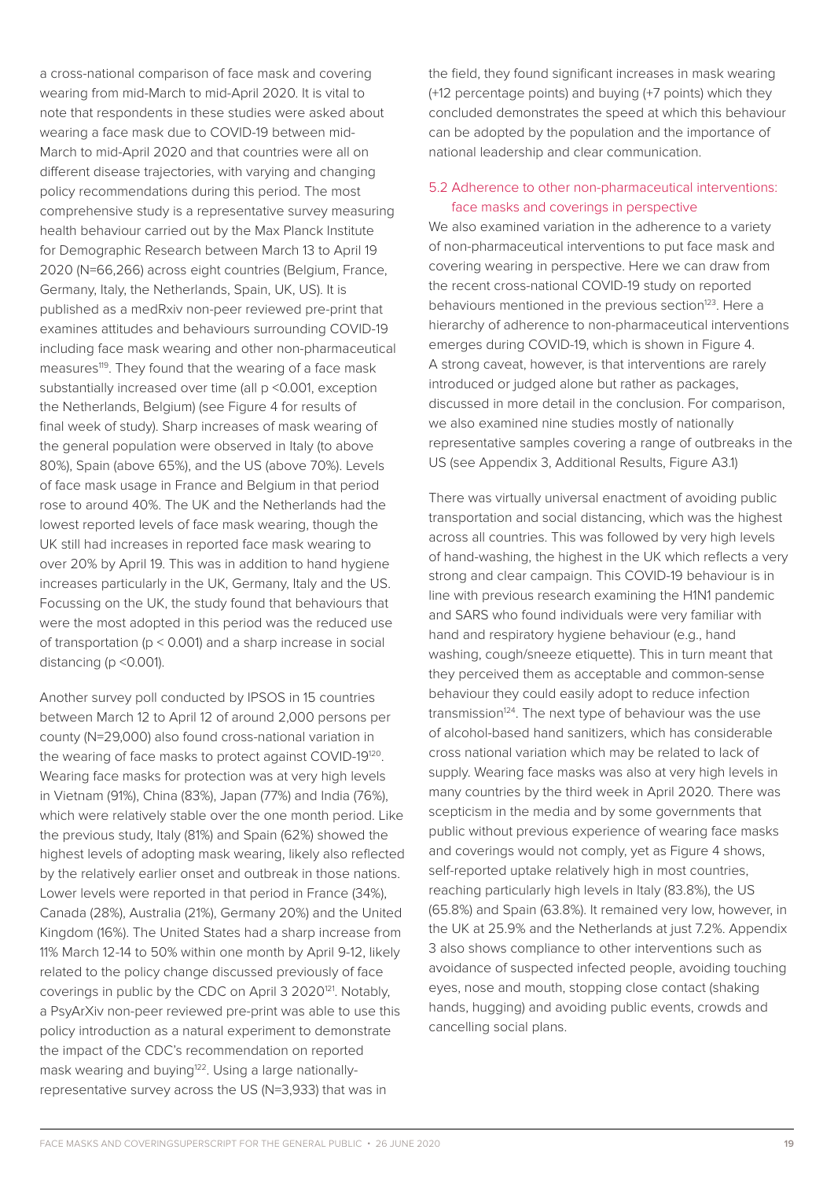a cross-national comparison of face mask and covering wearing from mid-March to mid-April 2020. It is vital to note that respondents in these studies were asked about wearing a face mask due to COVID-19 between mid-March to mid-April 2020 and that countries were all on different disease trajectories, with varying and changing policy recommendations during this period. The most comprehensive study is a representative survey measuring health behaviour carried out by the Max Planck Institute for Demographic Research between March 13 to April 19 2020 (N=66,266) across eight countries (Belgium, France, Germany, Italy, the Netherlands, Spain, UK, US). It is published as a medRxiv non-peer reviewed pre-print that examines attitudes and behaviours surrounding COVID-19 including face mask wearing and other non-pharmaceutical measures[119]. They found that the wearing of a face mask substantially increased over time (all $p < 0.001$, exception the Netherlands, Belgium) (see Figure 4 for results of final week of study). Sharp increases of mask wearing of the general population were observed in Italy (to above 80%), Spain (above 65%), and the US (above 70%). Levels of face mask usage in France and Belgium in that period rose to around 40%. The UK and the Netherlands had the lowest reported levels of face mask wearing, though the UK still had increases in reported face mask wearing to over 20% by April 19. This was in addition to hand hygiene increases particularly in the UK, Germany, Italy and the US. Focussing on the UK, the study found that behaviours that were the most adopted in this period was the reduced use of transportation ($p < 0.001$) and a sharp increase in social distancing ($p < 0.001$).

Another survey poll conducted by IPSOS in 15 countries between March 12 to April 12 of around 2,000 persons per county (N=29,000) also found cross-national variation in the wearing of face masks to protect against COVID-19[120]. Wearing face masks for protection was at very high levels in Vietnam (91%), China (83%), Japan (77%) and India (76%), which were relatively stable over the one month period. Like the previous study, Italy (81%) and Spain (62%) showed the highest levels of adopting mask wearing, likely also reflected by the relatively earlier onset and outbreak in those nations. Lower levels were reported in that period in France (34%), Canada (28%), Australia (21%), Germany 20%) and the United Kingdom (16%). The United States had a sharp increase from 11% March 12-14 to 50% within one month by April 9-12, likely related to the policy change discussed previously of face coverings in public by the CDC on April 3 2020[121]. Notably, a PsyArXiv non-peer reviewed pre-print was able to use this policy introduction as a natural experiment to demonstrate the impact of the CDC's recommendation on reported mask wearing and buying[122]. Using a large nationally-representative survey across the US (N=3,933) that was in the field, they found significant increases in mask wearing (+12 percentage points) and buying (+7 points) which they concluded demonstrates the speed at which this behaviour can be adopted by the population and the importance of national leadership and clear communication.

### 5.2 Adherence to other non-pharmaceutical interventions: face masks and coverings in perspective

We also examined variation in the adherence to a variety of non-pharmaceutical interventions to put face mask and covering wearing in perspective. Here we can draw from the recent cross-national COVID-19 study on reported behaviours mentioned in the previous section[123]. Here a hierarchy of adherence to non-pharmaceutical interventions emerges during COVID-19, which is shown in Figure 4. A strong caveat, however, is that interventions are rarely introduced or judged alone but rather as packages, discussed in more detail in the conclusion. For comparison, we also examined nine studies mostly of nationally representative samples covering a range of outbreaks in the US (see Appendix 3, Additional Results, Figure A3.1)

There was virtually universal enactment of avoiding public transportation and social distancing, which was the highest across all countries. This was followed by very high levels of hand-washing, the highest in the UK which reflects a very strong and clear campaign. This COVID-19 behaviour is in line with previous research examining the H1N1 pandemic and SARS who found individuals were very familiar with hand and respiratory hygiene behaviour (e.g., hand washing, cough/sneeze etiquette). This in turn meant that they perceived them as acceptable and common-sense behaviour they could easily adopt to reduce infection transmission[124]. The next type of behaviour was the use of alcohol-based hand sanitizers, which has considerable cross national variation which may be related to lack of supply. Wearing face masks was also at very high levels in many countries by the third week in April 2020. There was scepticism in the media and by some governments that public without previous experience of wearing face masks and coverings would not comply, yet as Figure 4 shows, self-reported uptake relatively high in most countries, reaching particularly high levels in Italy (83.8%), the US (65.8%) and Spain (63.8%). It remained very low, however, in the UK at 25.9% and the Netherlands at just 7.2%. Appendix 3 also shows compliance to other interventions such as avoidance of suspected infected people, avoiding touching eyes, nose and mouth, stopping close contact (shaking hands, hugging) and avoiding public events, crowds and cancelling social plans.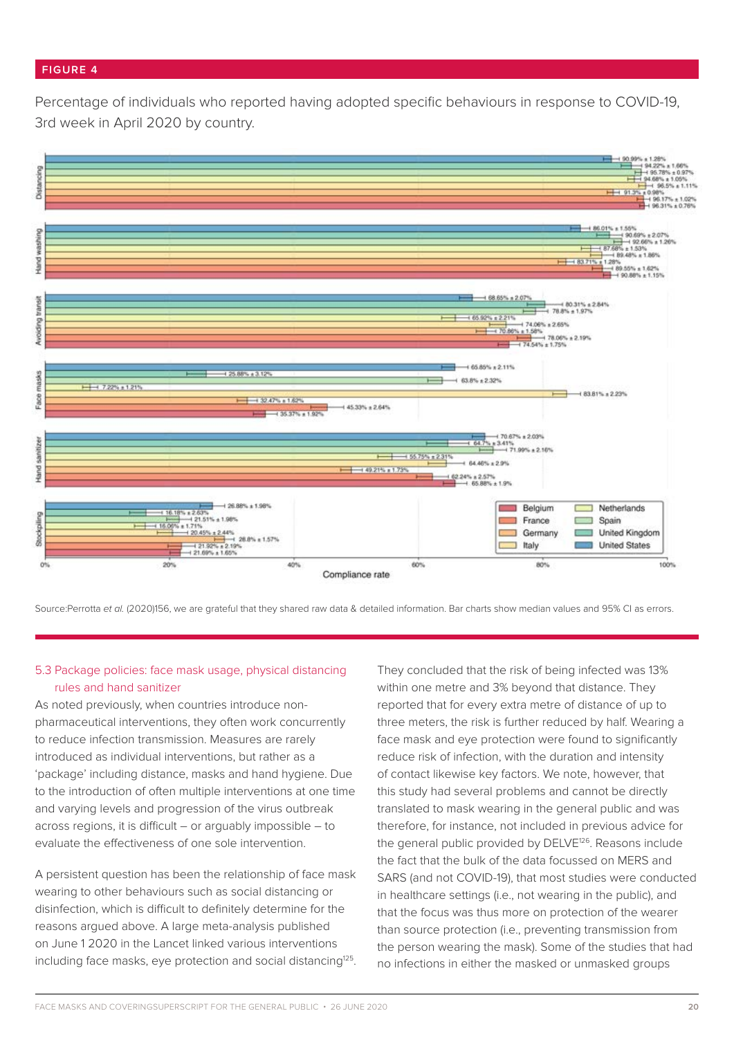FIGURE 4

Percentage of individuals who reported having adopted specific behaviours in response to COVID-19, 3rd week in April 2020 by country.

Source:Perrotta *et al.* (2020)156, we are grateful that they shared raw data & detailed information. Bar charts show median values and 95% CI as errors.

### 5.3 Package policies: face mask usage, physical distancing rules and hand sanitizer

As noted previously, when countries introduce non-pharmaceutical interventions, they often work concurrently to reduce infection transmission. Measures are rarely introduced as individual interventions, but rather as a 'package' including distance, masks and hand hygiene. Due to the introduction of often multiple interventions at one time and varying levels and progression of the virus outbreak across regions, it is difficult – or arguably impossible – to evaluate the effectiveness of one sole intervention.

A persistent question has been the relationship of face mask wearing to other behaviours such as social distancing or disinfection, which is difficult to definitely determine for the reasons argued above. A large meta-analysis published on June 1 2020 in the Lancet linked various interventions including face masks, eye protection and social distancing[125]. They concluded that the risk of being infected was 13% within one metre and 3% beyond that distance. They reported that for every extra metre of distance of up to three meters, the risk is further reduced by half. Wearing a face mask and eye protection were found to significantly reduce risk of infection, with the duration and intensity of contact likewise key factors. We note, however, that this study had several problems and cannot be directly translated to mask wearing in the general public and was therefore, for instance, not included in previous advice for the general public provided by DELVE[126]. Reasons include the fact that the bulk of the data focussed on MERS and SARS (and not COVID-19), that most studies were conducted in healthcare settings (i.e., not wearing in the public), and that the focus was thus more on protection of the wearer than source protection (i.e., preventing transmission from the person wearing the mask). Some of the studies that had no infections in either the masked or unmasked groups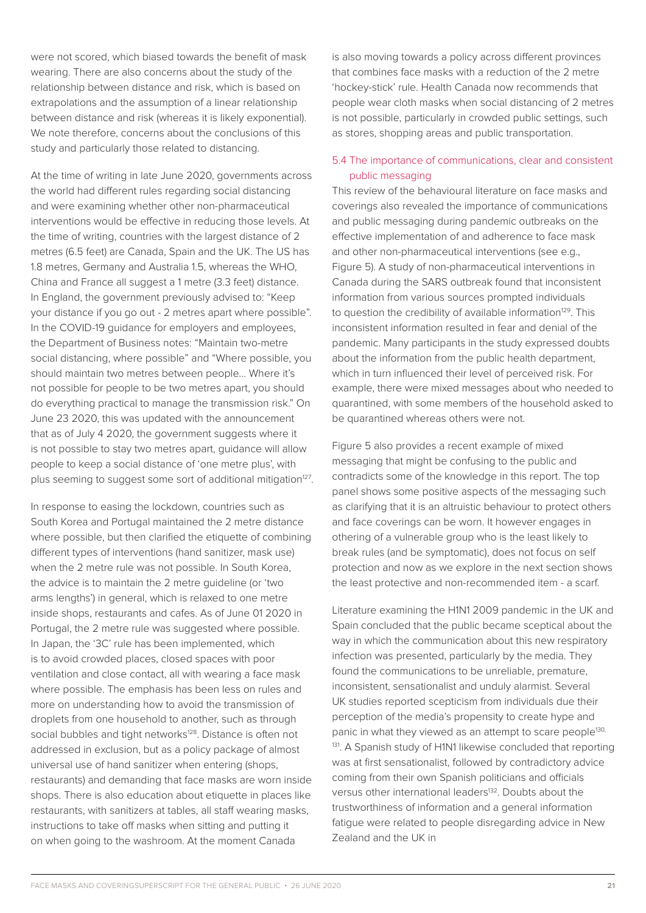were not scored, which biased towards the benefit of mask wearing. There are also concerns about the study of the relationship between distance and risk, which is based on extrapolations and the assumption of a linear relationship between distance and risk (whereas it is likely exponential). We note therefore, concerns about the conclusions of this study and particularly those related to distancing.

At the time of writing in late June 2020, governments across the world had different rules regarding social distancing and were examining whether other non-pharmaceutical interventions would be effective in reducing those levels. At the time of writing, countries with the largest distance of 2 metres (6.5 feet) are Canada, Spain and the UK. The US has 1.8 metres, Germany and Australia 1.5, whereas the WHO, China and France all suggest a 1 metre (3.3 feet) distance. In England, the government previously advised to: "Keep your distance if you go out - 2 metres apart where possible". In the COVID-19 guidance for employers and employees, the Department of Business notes: "Maintain two-metre social distancing, where possible" and "Where possible, you should maintain two metres between people… Where it's not possible for people to be two metres apart, you should do everything practical to manage the transmission risk." On June 23 2020, this was updated with the announcement that as of July 4 2020, the government suggests where it is not possible to stay two metres apart, guidance will allow people to keep a social distance of 'one metre plus', with plus seeming to suggest some sort of additional mitigation[127].

In response to easing the lockdown, countries such as South Korea and Portugal maintained the 2 metre distance where possible, but then clarified the etiquette of combining different types of interventions (hand sanitizer, mask use) when the 2 metre rule was not possible. In South Korea, the advice is to maintain the 2 metre guideline (or 'two arms lengths') in general, which is relaxed to one metre inside shops, restaurants and cafes. As of June 01 2020 in Portugal, the 2 metre rule was suggested where possible. In Japan, the '3C' rule has been implemented, which is to avoid crowded places, closed spaces with poor ventilation and close contact, all with wearing a face mask where possible. The emphasis has been less on rules and more on understanding how to avoid the transmission of droplets from one household to another, such as through social bubbles and tight networks[128]. Distance is often not addressed in exclusion, but as a policy package of almost universal use of hand sanitizer when entering (shops, restaurants) and demanding that face masks are worn inside shops. There is also education about etiquette in places like restaurants, with sanitizers at tables, all staff wearing masks, instructions to take off masks when sitting and putting it on when going to the washroom. At the moment Canada is also moving towards a policy across different provinces that combines face masks with a reduction of the 2 metre 'hockey-stick' rule. Health Canada now recommends that people wear cloth masks when social distancing of 2 metres is not possible, particularly in crowded public settings, such as stores, shopping areas and public transportation.

## 5.4 The importance of communications, clear and consistent public messaging

This review of the behavioural literature on face masks and coverings also revealed the importance of communications and public messaging during pandemic outbreaks on the effective implementation of and adherence to face mask and other non-pharmaceutical interventions (see e.g., Figure 5). A study of non-pharmaceutical interventions in Canada during the SARS outbreak found that inconsistent information from various sources prompted individuals to question the credibility of available information[129]. This inconsistent information resulted in fear and denial of the pandemic. Many participants in the study expressed doubts about the information from the public health department, which in turn influenced their level of perceived risk. For example, there were mixed messages about who needed to quarantined, with some members of the household asked to be quarantined whereas others were not.

Figure 5 also provides a recent example of mixed messaging that might be confusing to the public and contradicts some of the knowledge in this report. The top panel shows some positive aspects of the messaging such as clarifying that it is an altruistic behaviour to protect others and face coverings can be worn. It however engages in othering of a vulnerable group who is the least likely to break rules (and be symptomatic), does not focus on self protection and now as we explore in the next section shows the least protective and non-recommended item - a scarf.

Literature examining the H1N1 2009 pandemic in the UK and Spain concluded that the public became sceptical about the way in which the communication about this new respiratory infection was presented, particularly by the media. They found the communications to be unreliable, premature, inconsistent, sensationalist and unduly alarmist. Several UK studies reported scepticism from individuals due their perception of the media's propensity to create hype and panic in what they viewed as an attempt to scare people[130, 131]. A Spanish study of H1N1 likewise concluded that reporting was at first sensationalist, followed by contradictory advice coming from their own Spanish politicians and officials versus other international leaders[132]. Doubts about the trustworthiness of information and a general information fatigue were related to people disregarding advice in New Zealand and the UK in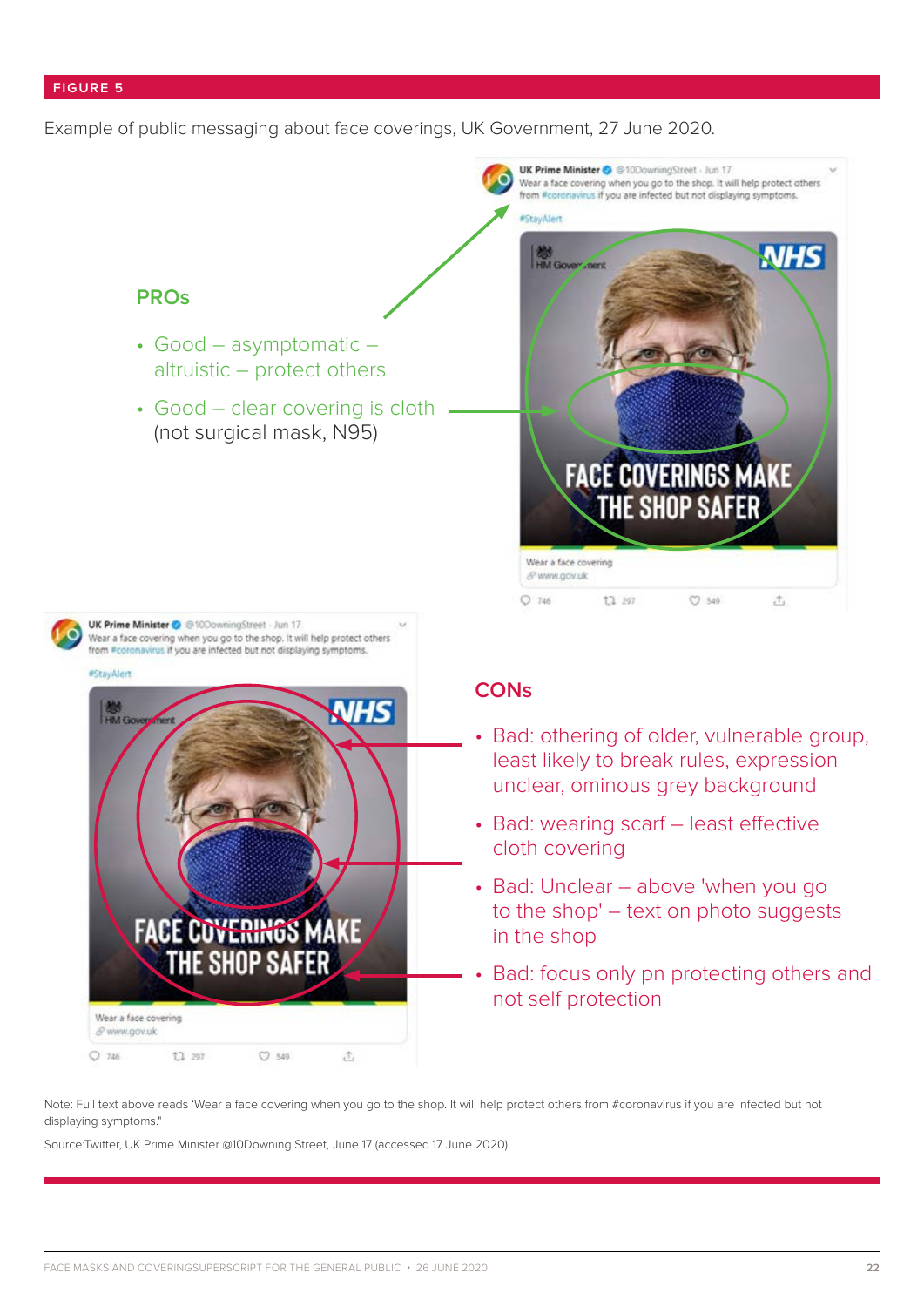FIGURE 5

Example of public messaging about face coverings, UK Government, 27 June 2020.

UK Prime Minister @10DowningStreet · Jun 17
Wear a face covering when you go to the shop. It will help protect others from #coronavirus if you are infected but not displaying symptoms.
#StayAlert

HM Government NHS

FACE COVERINGS MAKE THE SHOP SAFER

Wear a face covering
www.gov.uk

**PROs**

- Good – asymptomatic – altruistic – protect others
- Good – clear covering is cloth (not surgical mask, N95)

**CONs**

- Bad: othering of older, vulnerable group, least likely to break rules, expression unclear, ominous grey background
- Bad: wearing scarf – least effective cloth covering
- Bad: Unclear – above 'when you go to the shop' – text on photo suggests in the shop
- Bad: focus only pn protecting others and not self protection

Note: Full text above reads 'Wear a face covering when you go to the shop. It will help protect others from #coronavirus if you are infected but not displaying symptoms."

Source:Twitter, UK Prime Minister @10Downing Street, June 17 (accessed 17 June 2020).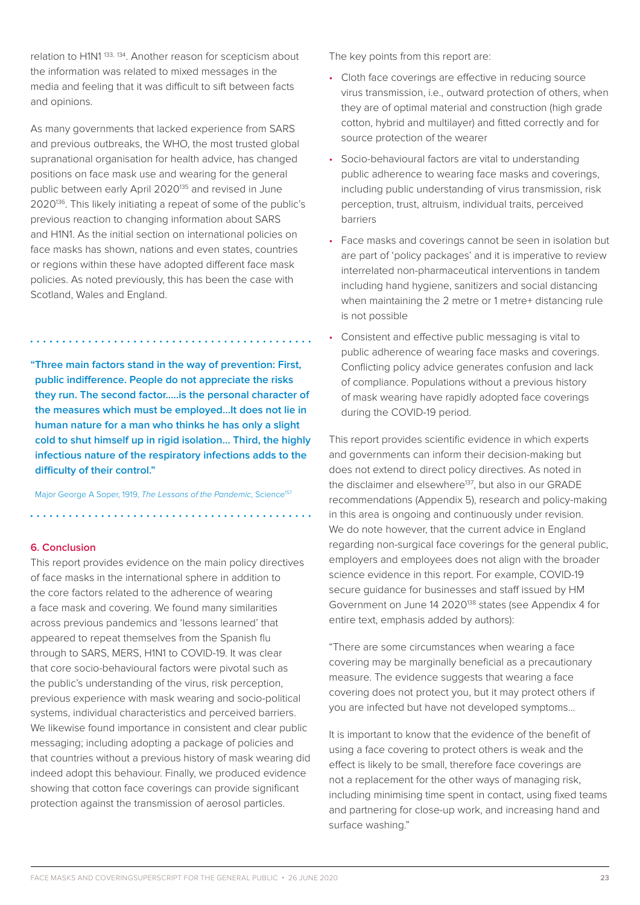relation to H1N1 [133, 134]. Another reason for scepticism about the information was related to mixed messages in the media and feeling that it was difficult to sift between facts and opinions.

As many governments that lacked experience from SARS and previous outbreaks, the WHO, the most trusted global supranational organisation for health advice, has changed positions on face mask use and wearing for the general public between early April 2020[135] and revised in June 2020[136]. This likely initiating a repeat of some of the public's previous reaction to changing information about SARS and H1N1. As the initial section on international policies on face masks has shown, nations and even states, countries or regions within these have adopted different face mask policies. As noted previously, this has been the case with Scotland, Wales and England.

> **"Three main factors stand in the way of prevention: First, public indifference. People do not appreciate the risks they run. The second factor.....is the personal character of the measures which must be employed...It does not lie in human nature for a man who thinks he has only a slight cold to shut himself up in rigid isolation... Third, the highly infectious nature of the respiratory infections adds to the difficulty of their control."**
>
> Major George A Soper, 1919, *The Lessons of the Pandemic*, Science[157]

## 6. Conclusion

This report provides evidence on the main policy directives of face masks in the international sphere in addition to the core factors related to the adherence of wearing a face mask and covering. We found many similarities across previous pandemics and 'lessons learned' that appeared to repeat themselves from the Spanish flu through to SARS, MERS, H1N1 to COVID-19. It was clear that core socio-behavioural factors were pivotal such as the public's understanding of the virus, risk perception, previous experience with mask wearing and socio-political systems, individual characteristics and perceived barriers. We likewise found importance in consistent and clear public messaging; including adopting a package of policies and that countries without a previous history of mask wearing did indeed adopt this behaviour. Finally, we produced evidence showing that cotton face coverings can provide significant protection against the transmission of aerosol particles.

The key points from this report are:

- Cloth face coverings are effective in reducing source virus transmission, i.e., outward protection of others, when they are of optimal material and construction (high grade cotton, hybrid and multilayer) and fitted correctly and for source protection of the wearer
- Socio-behavioural factors are vital to understanding public adherence to wearing face masks and coverings, including public understanding of virus transmission, risk perception, trust, altruism, individual traits, perceived barriers
- Face masks and coverings cannot be seen in isolation but are part of 'policy packages' and it is imperative to review interrelated non-pharmaceutical interventions in tandem including hand hygiene, sanitizers and social distancing when maintaining the 2 metre or 1 metre+ distancing rule is not possible
- Consistent and effective public messaging is vital to public adherence of wearing face masks and coverings. Conflicting policy advice generates confusion and lack of compliance. Populations without a previous history of mask wearing have rapidly adopted face coverings during the COVID-19 period.

This report provides scientific evidence in which experts and governments can inform their decision-making but does not extend to direct policy directives. As noted in the disclaimer and elsewhere[137], but also in our GRADE recommendations (Appendix 5), research and policy-making in this area is ongoing and continuously under revision. We do note however, that the current advice in England regarding non-surgical face coverings for the general public, employers and employees does not align with the broader science evidence in this report. For example, COVID-19 secure guidance for businesses and staff issued by HM Government on June 14 2020[138] states (see Appendix 4 for entire text, emphasis added by authors):

"There are some circumstances when wearing a face covering may be marginally beneficial as a precautionary measure. The evidence suggests that wearing a face covering does not protect you, but it may protect others if you are infected but have not developed symptoms...

It is important to know that the evidence of the benefit of using a face covering to protect others is weak and the effect is likely to be small, therefore face coverings are not a replacement for the other ways of managing risk, including minimising time spent in contact, using fixed teams and partnering for close-up work, and increasing hand and surface washing."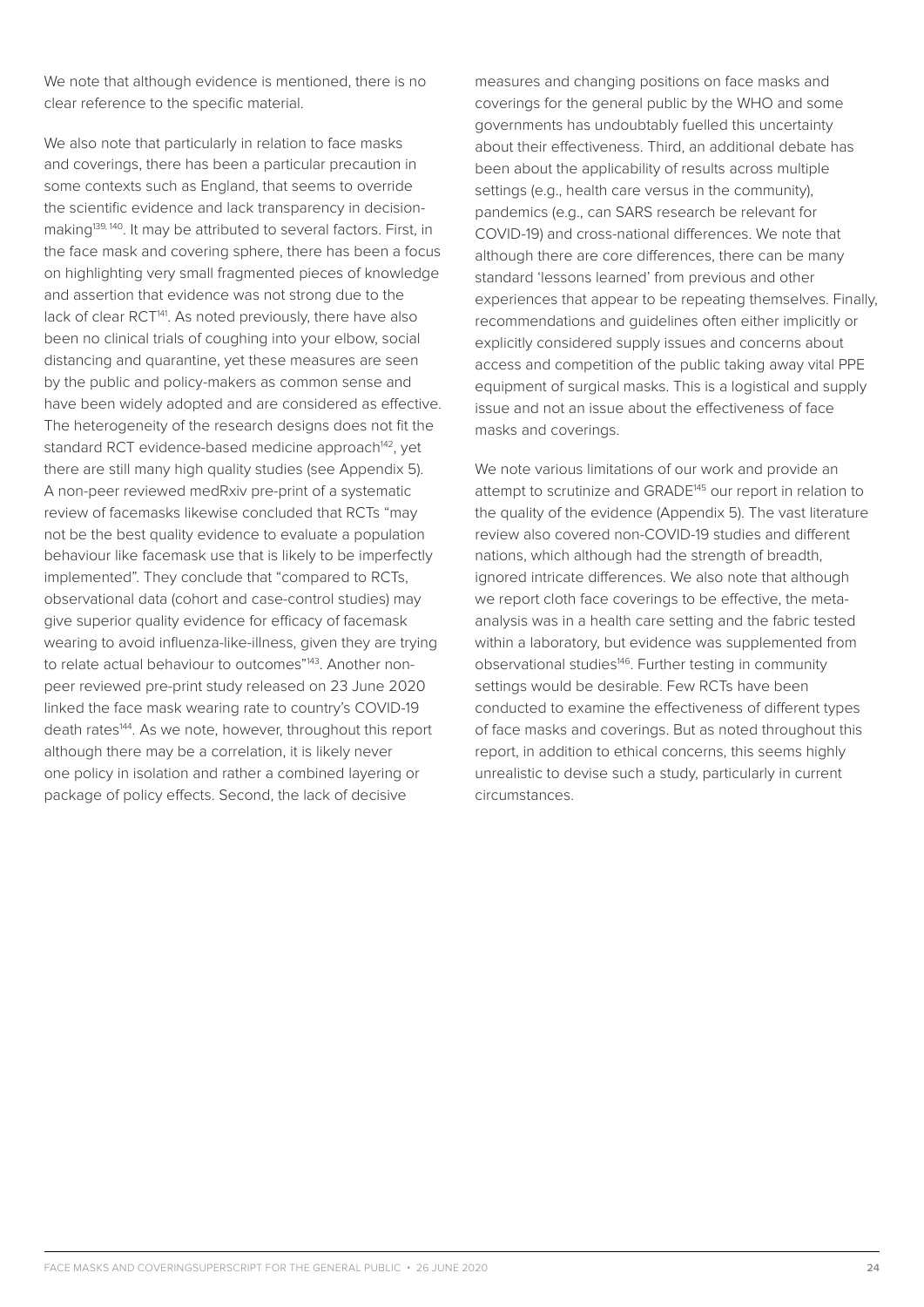We note that although evidence is mentioned, there is no clear reference to the specific material.

We also note that particularly in relation to face masks and coverings, there has been a particular precaution in some contexts such as England, that seems to override the scientific evidence and lack transparency in decision-making[139, 140]. It may be attributed to several factors. First, in the face mask and covering sphere, there has been a focus on highlighting very small fragmented pieces of knowledge and assertion that evidence was not strong due to the lack of clear RCT[141]. As noted previously, there have also been no clinical trials of coughing into your elbow, social distancing and quarantine, yet these measures are seen by the public and policy-makers as common sense and have been widely adopted and are considered as effective. The heterogeneity of the research designs does not fit the standard RCT evidence-based medicine approach[142], yet there are still many high quality studies (see Appendix 5). A non-peer reviewed medRxiv pre-print of a systematic review of facemasks likewise concluded that RCTs "may not be the best quality evidence to evaluate a population behaviour like facemask use that is likely to be imperfectly implemented". They conclude that "compared to RCTs, observational data (cohort and case-control studies) may give superior quality evidence for efficacy of facemask wearing to avoid influenza-like-illness, given they are trying to relate actual behaviour to outcomes"[143]. Another non-peer reviewed pre-print study released on 23 June 2020 linked the face mask wearing rate to country's COVID-19 death rates[144]. As we note, however, throughout this report although there may be a correlation, it is likely never one policy in isolation and rather a combined layering or package of policy effects. Second, the lack of decisive measures and changing positions on face masks and coverings for the general public by the WHO and some governments has undoubtably fuelled this uncertainty about their effectiveness. Third, an additional debate has been about the applicability of results across multiple settings (e.g., health care versus in the community), pandemics (e.g., can SARS research be relevant for COVID-19) and cross-national differences. We note that although there are core differences, there can be many standard 'lessons learned' from previous and other experiences that appear to be repeating themselves. Finally, recommendations and guidelines often either implicitly or explicitly considered supply issues and concerns about access and competition of the public taking away vital PPE equipment of surgical masks. This is a logistical and supply issue and not an issue about the effectiveness of face masks and coverings.

We note various limitations of our work and provide an attempt to scrutinize and GRADE[145] our report in relation to the quality of the evidence (Appendix 5). The vast literature review also covered non-COVID-19 studies and different nations, which although had the strength of breadth, ignored intricate differences. We also note that although we report cloth face coverings to be effective, the meta-analysis was in a health care setting and the fabric tested within a laboratory, but evidence was supplemented from observational studies[146]. Further testing in community settings would be desirable. Few RCTs have been conducted to examine the effectiveness of different types of face masks and coverings. But as noted throughout this report, in addition to ethical concerns, this seems highly unrealistic to devise such a study, particularly in current circumstances.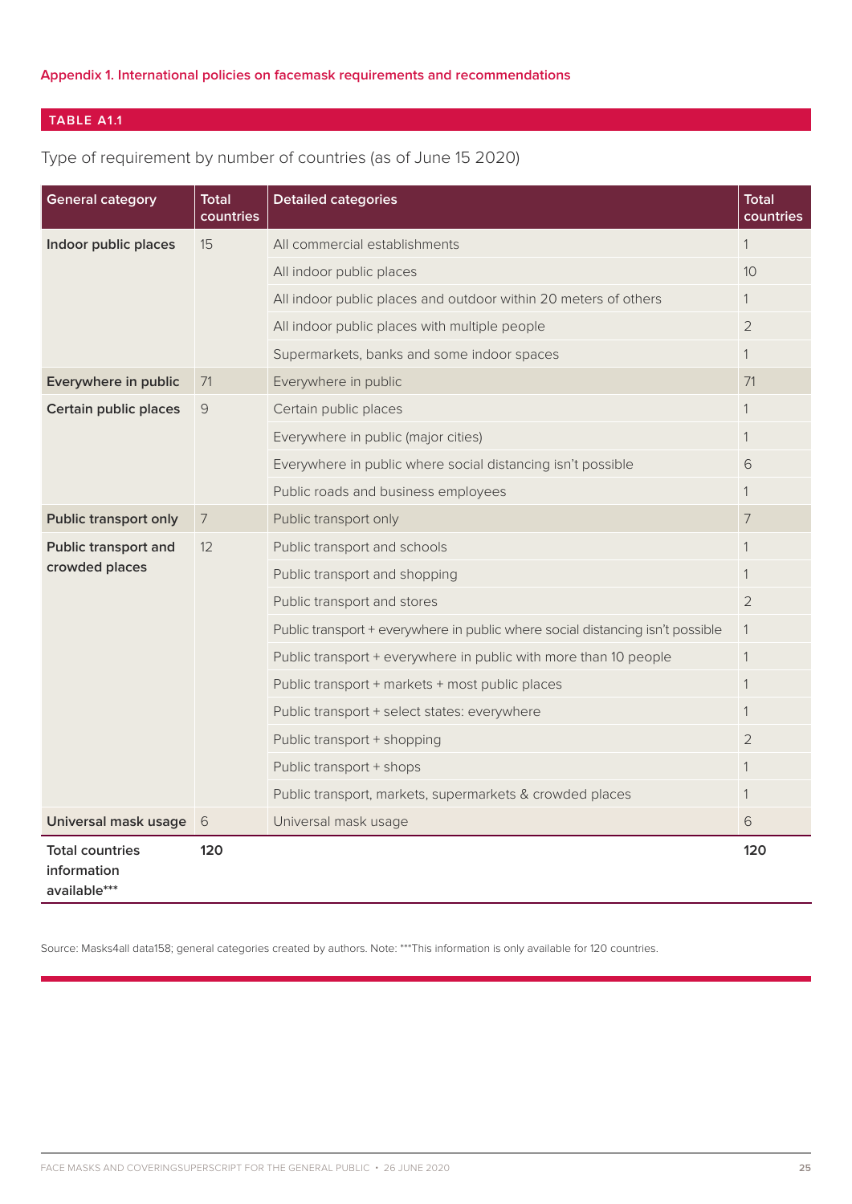### Appendix 1. International policies on facemask requirements and recommendations

**TABLE A1.1**

Type of requirement by number of countries (as of June 15 2020)

| General category | Total countries | Detailed categories | Total countries |
|---|---|---|---|
| **Indoor public places** | 15 | All commercial establishments | 1 |
| | | All indoor public places | 10 |
| | | All indoor public places and outdoor within 20 meters of others | 1 |
| | | All indoor public places with multiple people | 2 |
| | | Supermarkets, banks and some indoor spaces | 1 |
| **Everywhere in public** | 71 | Everywhere in public | 71 |
| **Certain public places** | 9 | Certain public places | 1 |
| | | Everywhere in public (major cities) | 1 |
| | | Everywhere in public where social distancing isn't possible | 6 |
| | | Public roads and business employees | 1 |
| **Public transport only** | 7 | Public transport only | 7 |
| **Public transport and crowded places** | 12 | Public transport and schools | 1 |
| | | Public transport and shopping | 1 |
| | | Public transport and stores | 2 |
| | | Public transport + everywhere in public where social distancing isn't possible | 1 |
| | | Public transport + everywhere in public with more than 10 people | 1 |
| | | Public transport + markets + most public places | 1 |
| | | Public transport + select states: everywhere | 1 |
| | | Public transport + shopping | 2 |
| | | Public transport + shops | 1 |
| | | Public transport, markets, supermarkets & crowded places | 1 |
| **Universal mask usage** | 6 | Universal mask usage | 6 |
| **Total countries information available*** ** | **120** | | **120** |

Source: Masks4all data158; general categories created by authors. Note: ***This information is only available for 120 countries.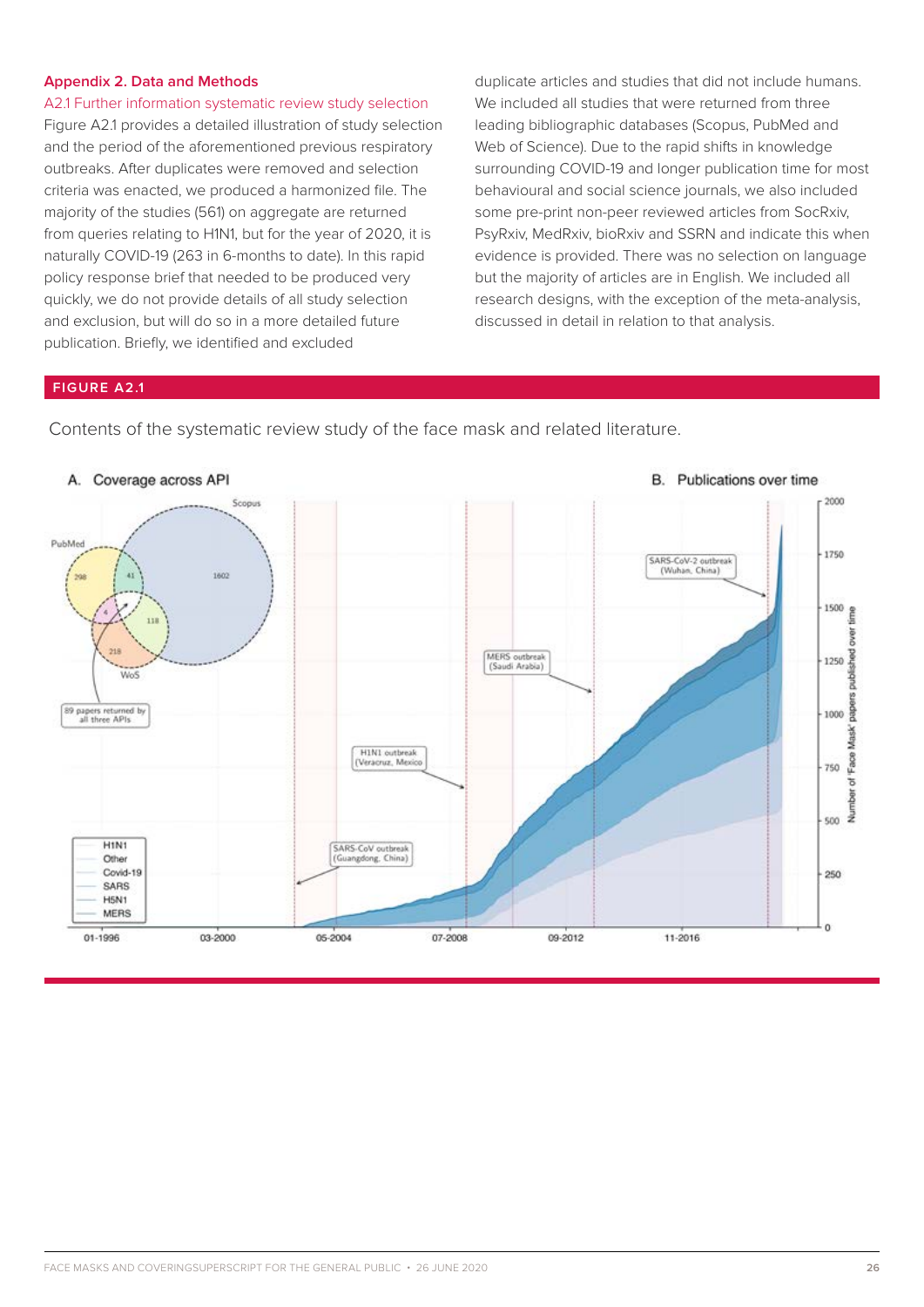## Appendix 2. Data and Methods

### A2.1 Further information systematic review study selection

Figure A2.1 provides a detailed illustration of study selection and the period of the aforementioned previous respiratory outbreaks. After duplicates were removed and selection criteria was enacted, we produced a harmonized file. The majority of the studies (561) on aggregate are returned from queries relating to H1N1, but for the year of 2020, it is naturally COVID-19 (263 in 6-months to date). In this rapid policy response brief that needed to be produced very quickly, we do not provide details of all study selection and exclusion, but will do so in a more detailed future publication. Briefly, we identified and excluded duplicate articles and studies that did not include humans. We included all studies that were returned from three leading bibliographic databases (Scopus, PubMed and Web of Science). Due to the rapid shifts in knowledge surrounding COVID-19 and longer publication time for most behavioural and social science journals, we also included some pre-print non-peer reviewed articles from SocRxiv, PsyRxiv, MedRxiv, bioRxiv and SSRN and indicate this when evidence is provided. There was no selection on language but the majority of articles are in English. We included all research designs, with the exception of the meta-analysis, discussed in detail in relation to that analysis.

**FIGURE A2.1**

Contents of the systematic review study of the face mask and related literature.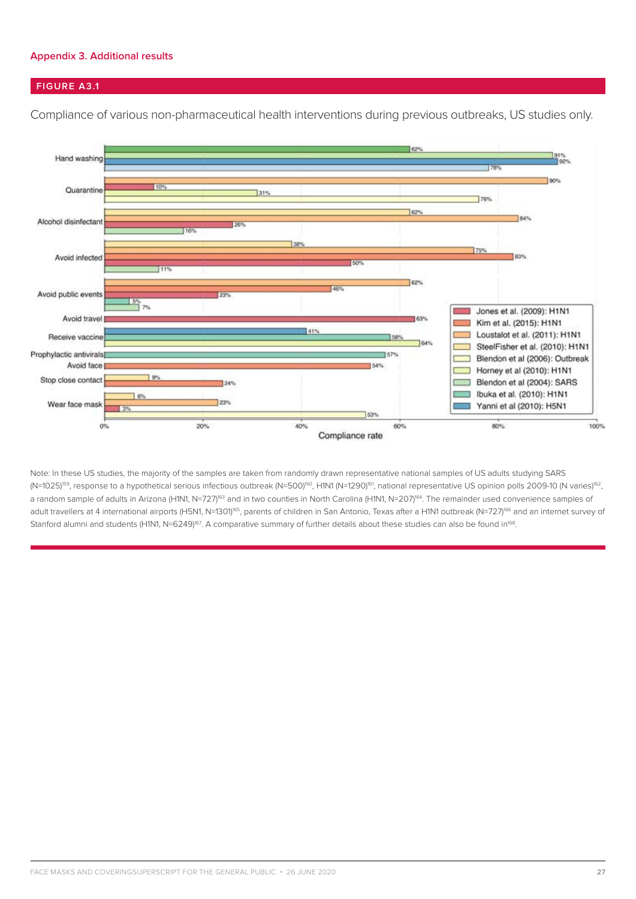## Appendix 3. Additional results

### FIGURE A3.1

Compliance of various non-pharmaceutical health interventions during previous outbreaks, US studies only.

| Intervention | Study | Compliance rate |
|---|---|---|
| Hand washing | Blendon et al (2004): SARS | 62% |
| Hand washing | Horney et al (2010): H1N1 | 91% |
| Hand washing | Yanni et al (2010): H5N1 | 92% |
| Hand washing | (unclear) | 78% |
| Quarantine | Loustalot et al. (2011): H1N1 | 90% |
| Quarantine | Jones et al. (2009): H1N1 | 10% |
| Quarantine | Horney et al (2010): H1N1 | 31% |
| Quarantine | Blendon et al (2006): Outbreak | 76% |
| Alcohol disinfectant | SteelFisher et al. (2010): H1N1 | 62% |
| Alcohol disinfectant | Loustalot et al. (2011): H1N1 | 84% |
| Alcohol disinfectant | Jones et al. (2009): H1N1 | 26% |
| Alcohol disinfectant | Blendon et al (2004): SARS | 16% |
| Avoid infected | SteelFisher et al. (2010): H1N1 | 38% |
| Avoid infected | Loustalot et al. (2011): H1N1 | 75% |
| Avoid infected | Kim et al. (2015): H1N1 | 83% |
| Avoid infected | Jones et al. (2009): H1N1 | 50% |
| Avoid infected | Blendon et al (2004): SARS | 11% |
| Avoid public events | Loustalot et al. (2011): H1N1 | 62% |
| Avoid public events | Kim et al. (2015): H1N1 | 46% |
| Avoid public events | Jones et al. (2009): H1N1 | 23% |
| Avoid public events | Ibuka et al. (2010): H1N1 | 5% |
| Avoid public events | Blendon et al (2004): SARS | 7% |
| Avoid travel | Jones et al. (2009): H1N1 | 63% |
| Receive vaccine | Yanni et al (2010): H5N1 | 41% |
| Receive vaccine | Ibuka et al. (2010): H1N1 | 58% |
| Receive vaccine | Horney et al (2010): H1N1 | 64% |
| Prophylactic antivirals | Ibuka et al. (2010): H1N1 | 57% |
| Avoid face | Kim et al. (2015): H1N1 | 54% |
| Stop close contact | SteelFisher et al. (2010): H1N1 | 9% |
| Stop close contact | Kim et al. (2015): H1N1 | 24% |
| Wear face mask | SteelFisher et al. (2010): H1N1 | 6% |
| Wear face mask | Loustalot et al. (2011): H1N1 | 23% |
| Wear face mask | Jones et al. (2009): H1N1 | 3% |
| Wear face mask | Blendon et al (2006): Outbreak | 53% |

Note: In these US studies, the majority of the samples are taken from randomly drawn representative national samples of US adults studying SARS (N=1025)[159], response to a hypothetical serious infectious outbreak (N=500)[160], H1N1 (N=1290)[161], national representative US opinion polls 2009-10 (N varies)[162], a random sample of adults in Arizona (H1N1, N=727)[163] and in two counties in North Carolina (H1N1, N=207)[164]. The remainder used convenience samples of adult travellers at 4 international airports (H5N1, N=1301)[165], parents of children in San Antonio, Texas after a H1N1 outbreak (N=727)[166] and an internet survey of Stanford alumni and students (H1N1, N=6249)[167]. A comparative summary of further details about these studies can also be found in[168].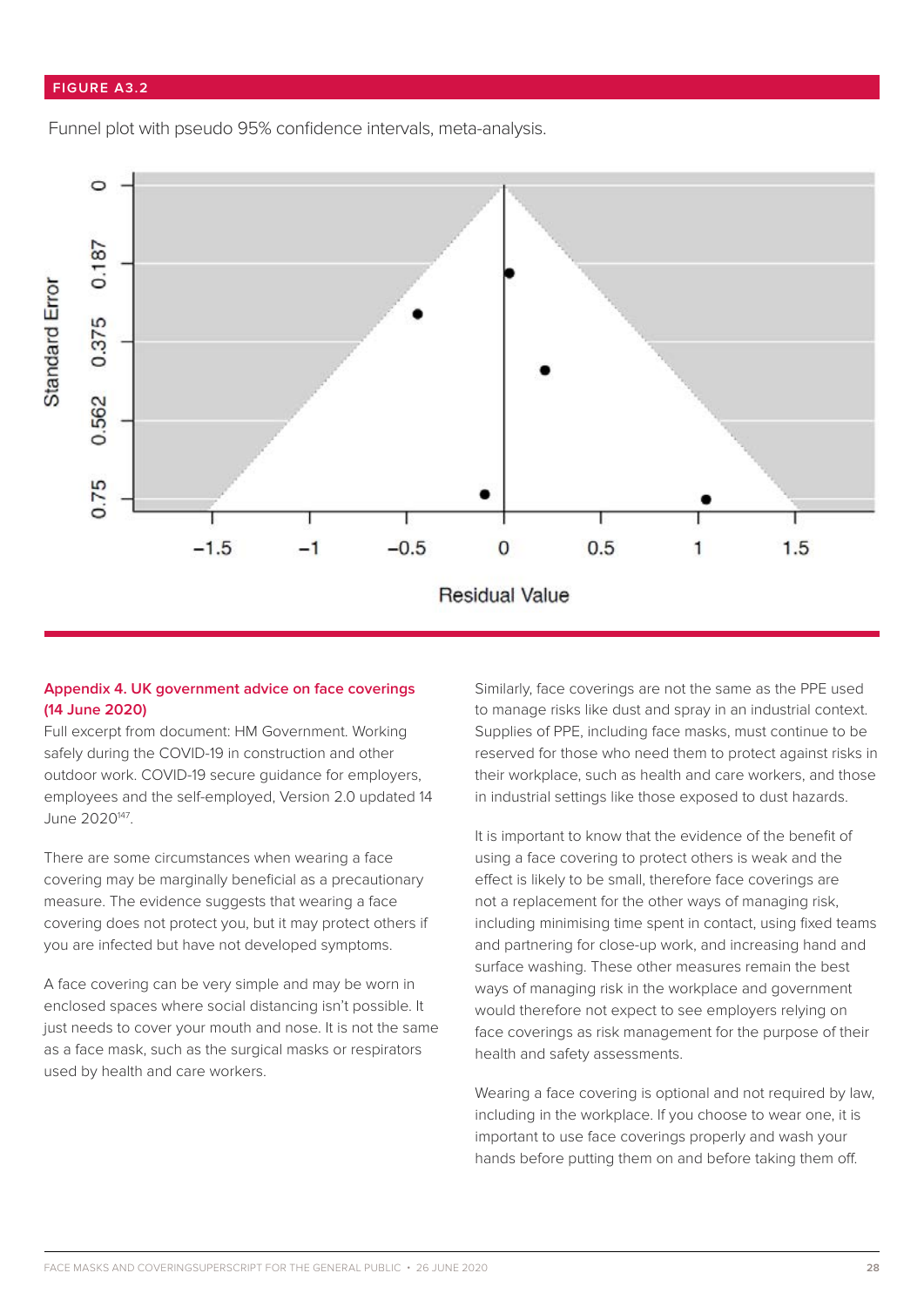FIGURE A3.2

Funnel plot with pseudo 95% confidence intervals, meta-analysis.

## Appendix 4. UK government advice on face coverings (14 June 2020)

Full excerpt from document: HM Government. Working safely during the COVID-19 in construction and other outdoor work. COVID-19 secure guidance for employers, employees and the self-employed, Version 2.0 updated 14 June 2020[147].

There are some circumstances when wearing a face covering may be marginally beneficial as a precautionary measure. The evidence suggests that wearing a face covering does not protect you, but it may protect others if you are infected but have not developed symptoms.

A face covering can be very simple and may be worn in enclosed spaces where social distancing isn't possible. It just needs to cover your mouth and nose. It is not the same as a face mask, such as the surgical masks or respirators used by health and care workers.

Similarly, face coverings are not the same as the PPE used to manage risks like dust and spray in an industrial context. Supplies of PPE, including face masks, must continue to be reserved for those who need them to protect against risks in their workplace, such as health and care workers, and those in industrial settings like those exposed to dust hazards.

It is important to know that the evidence of the benefit of using a face covering to protect others is weak and the effect is likely to be small, therefore face coverings are not a replacement for the other ways of managing risk, including minimising time spent in contact, using fixed teams and partnering for close-up work, and increasing hand and surface washing. These other measures remain the best ways of managing risk in the workplace and government would therefore not expect to see employers relying on face coverings as risk management for the purpose of their health and safety assessments.

Wearing a face covering is optional and not required by law, including in the workplace. If you choose to wear one, it is important to use face coverings properly and wash your hands before putting them on and before taking them off.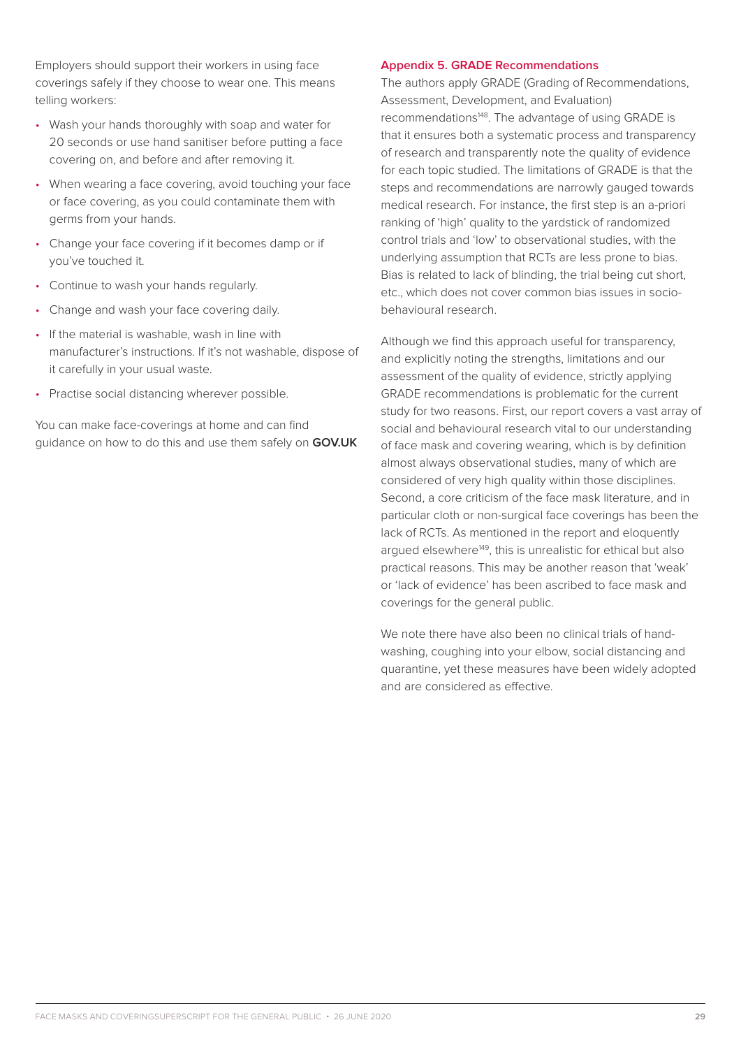Employers should support their workers in using face coverings safely if they choose to wear one. This means telling workers:

- Wash your hands thoroughly with soap and water for 20 seconds or use hand sanitiser before putting a face covering on, and before and after removing it.
- When wearing a face covering, avoid touching your face or face covering, as you could contaminate them with germs from your hands.
- Change your face covering if it becomes damp or if you've touched it.
- Continue to wash your hands regularly.
- Change and wash your face covering daily.
- If the material is washable, wash in line with manufacturer's instructions. If it's not washable, dispose of it carefully in your usual waste.
- Practise social distancing wherever possible.

You can make face-coverings at home and can find guidance on how to do this and use them safely on **GOV.UK**

## Appendix 5. GRADE Recommendations

The authors apply GRADE (Grading of Recommendations, Assessment, Development, and Evaluation) recommendations[148]. The advantage of using GRADE is that it ensures both a systematic process and transparency of research and transparently note the quality of evidence for each topic studied. The limitations of GRADE is that the steps and recommendations are narrowly gauged towards medical research. For instance, the first step is an a-priori ranking of 'high' quality to the yardstick of randomized control trials and 'low' to observational studies, with the underlying assumption that RCTs are less prone to bias. Bias is related to lack of blinding, the trial being cut short, etc., which does not cover common bias issues in socio-behavioural research.

Although we find this approach useful for transparency, and explicitly noting the strengths, limitations and our assessment of the quality of evidence, strictly applying GRADE recommendations is problematic for the current study for two reasons. First, our report covers a vast array of social and behavioural research vital to our understanding of face mask and covering wearing, which is by definition almost always observational studies, many of which are considered of very high quality within those disciplines. Second, a core criticism of the face mask literature, and in particular cloth or non-surgical face coverings has been the lack of RCTs. As mentioned in the report and eloquently argued elsewhere[149], this is unrealistic for ethical but also practical reasons. This may be another reason that 'weak' or 'lack of evidence' has been ascribed to face mask and coverings for the general public.

We note there have also been no clinical trials of hand-washing, coughing into your elbow, social distancing and quarantine, yet these measures have been widely adopted and are considered as effective.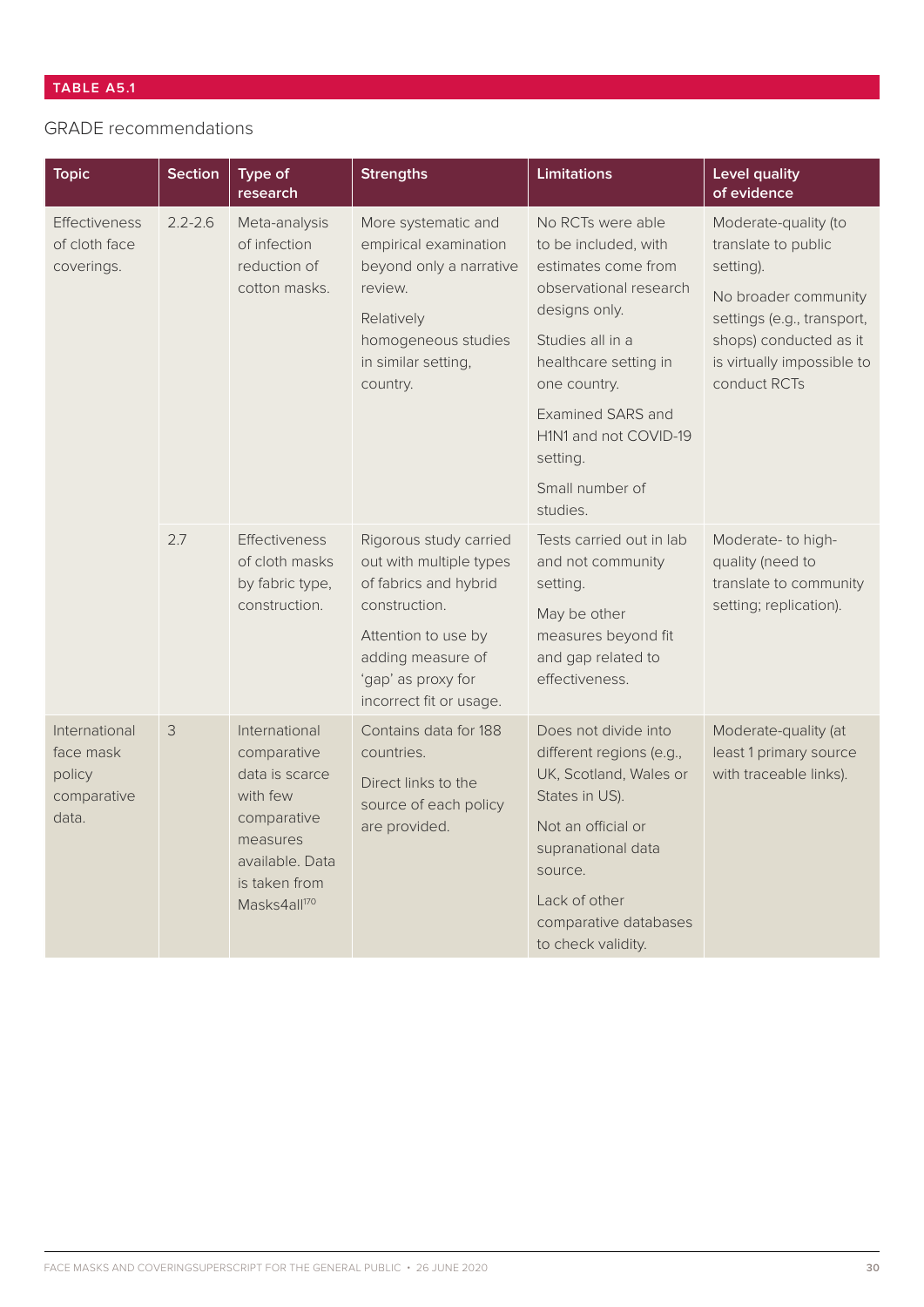**TABLE A5.1**

GRADE recommendations

| Topic | Section | Type of research | Strengths | Limitations | Level quality of evidence |
|---|---|---|---|---|---|
| Effectiveness of cloth face coverings. | 2.2-2.6 | Meta-analysis of infection reduction of cotton masks. | More systematic and empirical examination beyond only a narrative review. Relatively homogeneous studies in similar setting, country. | No RCTs were able to be included, with estimates come from observational research designs only. Studies all in a healthcare setting in one country. Examined SARS and H1N1 and not COVID-19 setting. Small number of studies. | Moderate-quality (to translate to public setting). No broader community settings (e.g., transport, shops) conducted as it is virtually impossible to conduct RCTs |
| | 2.7 | Effectiveness of cloth masks by fabric type, construction. | Rigorous study carried out with multiple types of fabrics and hybrid construction. Attention to use by adding measure of 'gap' as proxy for incorrect fit or usage. | Tests carried out in lab and not community setting. May be other measures beyond fit and gap related to effectiveness. | Moderate- to high-quality (need to translate to community setting; replication). |
| International face mask policy comparative data. | 3 | International comparative data is scarce with few comparative measures available. Data is taken from Masks4all[170] | Contains data for 188 countries. Direct links to the source of each policy are provided. | Does not divide into different regions (e.g., UK, Scotland, Wales or States in US). Not an official or supranational data source. Lack of other comparative databases to check validity. | Moderate-quality (at least 1 primary source with traceable links). |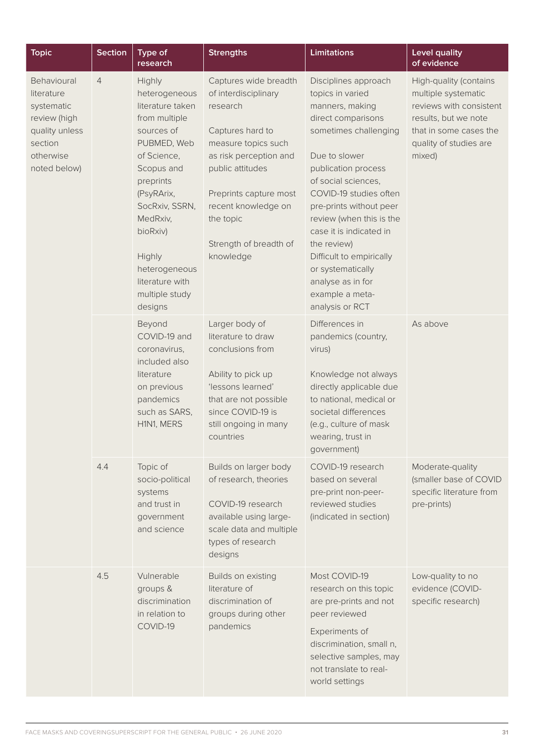| Topic | Section | Type of research | Strengths | Limitations | Level quality of evidence |
|---|---|---|---|---|---|
| Behavioural literature systematic review (high quality unless section otherwise noted below) | 4 | Highly heterogeneous literature taken from multiple sources of PUBMED, Web of Science, Scopus and preprints (PsyRArix, SocRxiv, SSRN, MedRxiv, bioRxiv)<br><br>Highly heterogeneous literature with multiple study designs | Captures wide breadth of interdisciplinary research<br><br>Captures hard to measure topics such as risk perception and public attitudes<br><br>Preprints capture most recent knowledge on the topic<br><br>Strength of breadth of knowledge | Disciplines approach topics in varied manners, making direct comparisons sometimes challenging<br><br>Due to slower publication process of social sciences, COVID-19 studies often pre-prints without peer review (when this is the case it is indicated in the review)<br>Difficult to empirically or systematically analyse as in for example a meta-analysis or RCT | High-quality (contains multiple systematic reviews with consistent results, but we note that in some cases the quality of studies are mixed) |
| | | Beyond COVID-19 and coronavirus, included also literature on previous pandemics such as SARS, H1N1, MERS | Larger body of literature to draw conclusions from<br><br>Ability to pick up 'lessons learned' that are not possible since COVID-19 is still ongoing in many countries | Differences in pandemics (country, virus)<br><br>Knowledge not always directly applicable due to national, medical or societal differences (e.g., culture of mask wearing, trust in government) | As above |
| | 4.4 | Topic of socio-political systems and trust in government and science | Builds on larger body of research, theories<br><br>COVID-19 research available using large-scale data and multiple types of research designs | COVID-19 research based on several pre-print non-peer-reviewed studies (indicated in section) | Moderate-quality (smaller base of COVID specific literature from pre-prints) |
| | 4.5 | Vulnerable groups & discrimination in relation to COVID-19 | Builds on existing literature of discrimination of groups during other pandemics | Most COVID-19 research on this topic are pre-prints and not peer reviewed<br><br>Experiments of discrimination, small n, selective samples, may not translate to real-world settings | Low-quality to no evidence (COVID-specific research) |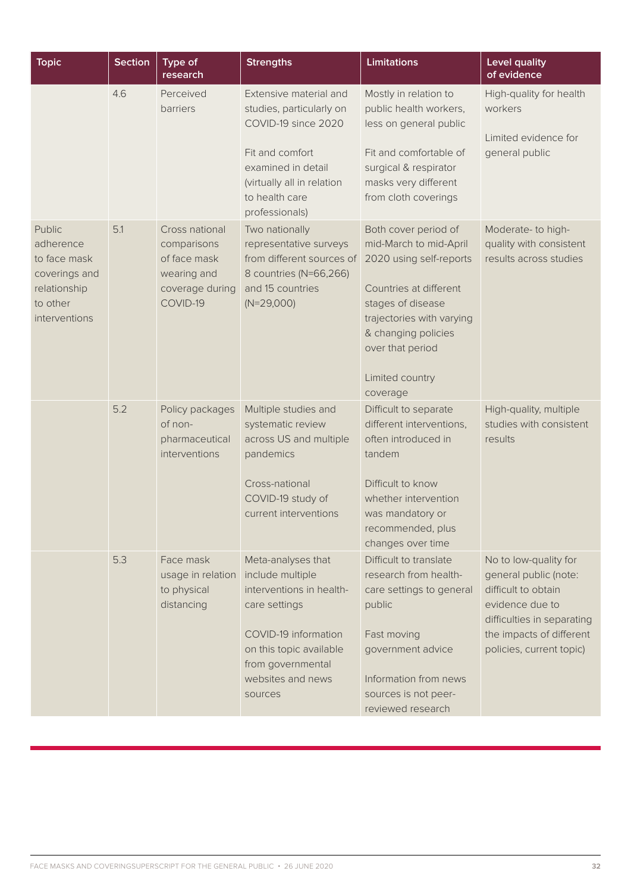| Topic | Section | Type of research | Strengths | Limitations | Level quality of evidence |
|---|---|---|---|---|---|
| | 4.6 | Perceived barriers | Extensive material and studies, particularly on COVID-19 since 2020<br><br>Fit and comfort examined in detail (virtually all in relation to health care professionals) | Mostly in relation to public health workers, less on general public<br><br>Fit and comfortable of surgical & respirator masks very different from cloth coverings | High-quality for health workers<br><br>Limited evidence for general public |
| Public adherence to face mask coverings and relationship to other interventions | 5.1 | Cross national comparisons of face mask wearing and coverage during COVID-19 | Two nationally representative surveys from different sources of 8 countries (N=66,266) and 15 countries (N=29,000) | Both cover period of mid-March to mid-April 2020 using self-reports<br><br>Countries at different stages of disease trajectories with varying & changing policies over that period<br><br>Limited country coverage | Moderate- to high-quality with consistent results across studies |
| | 5.2 | Policy packages of non-pharmaceutical interventions | Multiple studies and systematic review across US and multiple pandemics<br><br>Cross-national COVID-19 study of current interventions | Difficult to separate different interventions, often introduced in tandem<br><br>Difficult to know whether intervention was mandatory or recommended, plus changes over time | High-quality, multiple studies with consistent results |
| | 5.3 | Face mask usage in relation to physical distancing | Meta-analyses that include multiple interventions in health-care settings<br><br>COVID-19 information on this topic available from governmental websites and news sources | Difficult to translate research from health-care settings to general public<br><br>Fast moving government advice<br><br>Information from news sources is not peer-reviewed research | No to low-quality for general public (note: difficult to obtain evidence due to difficulties in separating the impacts of different policies, current topic) |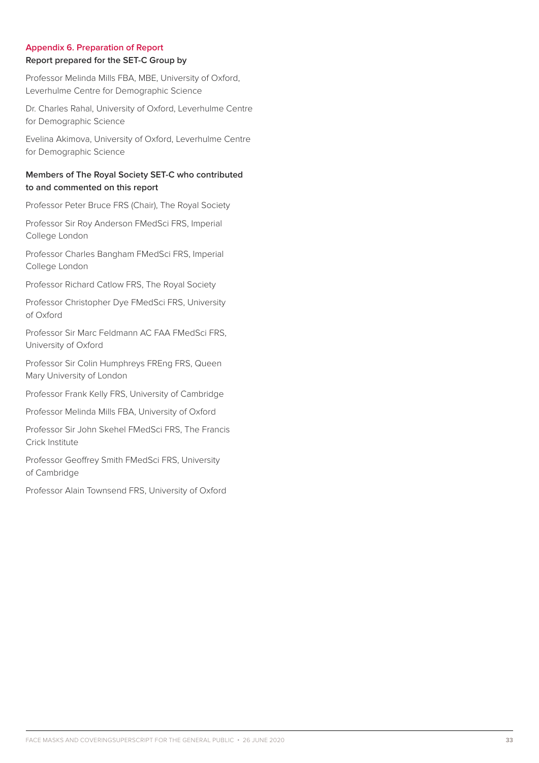## Appendix 6. Preparation of Report

### Report prepared for the SET-C Group by

Professor Melinda Mills FBA, MBE, University of Oxford, Leverhulme Centre for Demographic Science

Dr. Charles Rahal, University of Oxford, Leverhulme Centre for Demographic Science

Evelina Akimova, University of Oxford, Leverhulme Centre for Demographic Science

### Members of The Royal Society SET-C who contributed to and commented on this report

Professor Peter Bruce FRS (Chair), The Royal Society

Professor Sir Roy Anderson FMedSci FRS, Imperial College London

Professor Charles Bangham FMedSci FRS, Imperial College London

Professor Richard Catlow FRS, The Royal Society

Professor Christopher Dye FMedSci FRS, University of Oxford

Professor Sir Marc Feldmann AC FAA FMedSci FRS, University of Oxford

Professor Sir Colin Humphreys FREng FRS, Queen Mary University of London

Professor Frank Kelly FRS, University of Cambridge

Professor Melinda Mills FBA, University of Oxford

Professor Sir John Skehel FMedSci FRS, The Francis Crick Institute

Professor Geoffrey Smith FMedSci FRS, University of Cambridge

Professor Alain Townsend FRS, University of Oxford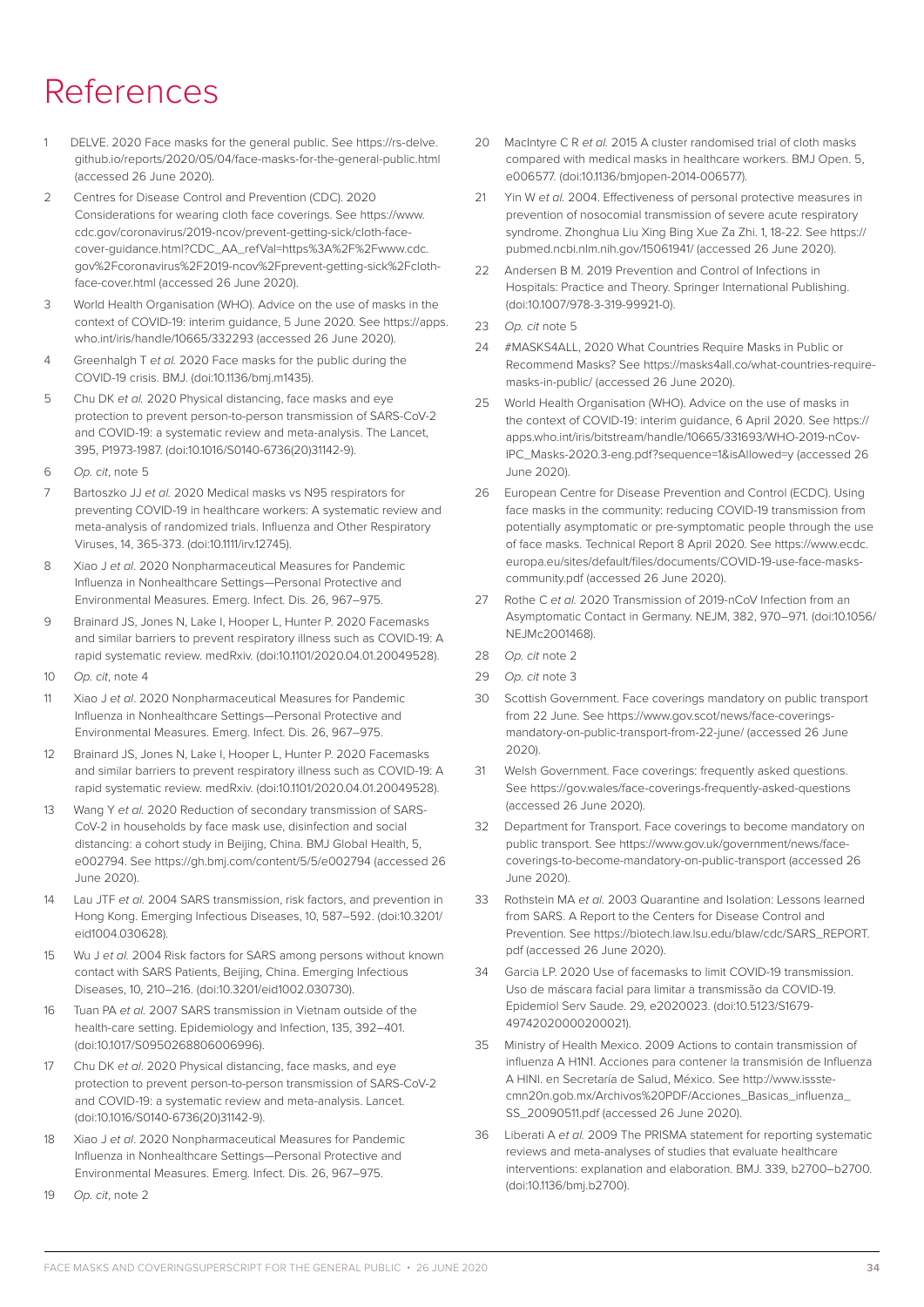# References

1. DELVE. 2020 Face masks for the general public. See https://rs-delve.github.io/reports/2020/05/04/face-masks-for-the-general-public.html (accessed 26 June 2020).
2. Centres for Disease Control and Prevention (CDC). 2020 Considerations for wearing cloth face coverings. See https://www.cdc.gov/coronavirus/2019-ncov/prevent-getting-sick/cloth-face-cover-guidance.html?CDC_AA_refVal=https%3A%2F%2Fwww.cdc.gov%2Fcoronavirus%2F2019-ncov%2Fprevent-getting-sick%2Fcloth-face-cover.html (accessed 26 June 2020).
3. World Health Organisation (WHO). Advice on the use of masks in the context of COVID-19: interim guidance, 5 June 2020. See https://apps.who.int/iris/handle/10665/332293 (accessed 26 June 2020).
4. Greenhalgh T *et al.* 2020 Face masks for the public during the COVID-19 crisis. BMJ. (doi:10.1136/bmj.m1435).
5. Chu DK *et al.* 2020 Physical distancing, face masks and eye protection to prevent person-to-person transmission of SARS-CoV-2 and COVID-19: a systematic review and meta-analysis. The Lancet, 395, P1973-1987. (doi:10.1016/S0140-6736(20)31142-9).
6. *Op. cit*, note 5
7. Bartoszko JJ *et al.* 2020 Medical masks vs N95 respirators for preventing COVID-19 in healthcare workers: A systematic review and meta-analysis of randomized trials. Influenza and Other Respiratory Viruses, 14, 365-373. (doi:10.1111/irv.12745).
8. Xiao J *et al*. 2020 Nonpharmaceutical Measures for Pandemic Influenza in Nonhealthcare Settings—Personal Protective and Environmental Measures. Emerg. Infect. Dis. 26, 967–975.
9. Brainard JS, Jones N, Lake I, Hooper L, Hunter P. 2020 Facemasks and similar barriers to prevent respiratory illness such as COVID-19: A rapid systematic review. medRxiv. (doi:10.1101/2020.04.01.20049528).
10. *Op. cit*, note 4
11. Xiao J *et al*. 2020 Nonpharmaceutical Measures for Pandemic Influenza in Nonhealthcare Settings—Personal Protective and Environmental Measures. Emerg. Infect. Dis. 26, 967–975.
12. Brainard JS, Jones N, Lake I, Hooper L, Hunter P. 2020 Facemasks and similar barriers to prevent respiratory illness such as COVID-19: A rapid systematic review. medRxiv. (doi:10.1101/2020.04.01.20049528).
13. Wang Y *et al.* 2020 Reduction of secondary transmission of SARS-CoV-2 in households by face mask use, disinfection and social distancing: a cohort study in Beijing, China. BMJ Global Health, 5, e002794. See https://gh.bmj.com/content/5/5/e002794 (accessed 26 June 2020).
14. Lau JTF *et al.* 2004 SARS transmission, risk factors, and prevention in Hong Kong. Emerging Infectious Diseases, 10, 587–592. (doi:10.3201/eid1004.030628).
15. Wu J *et al.* 2004 Risk factors for SARS among persons without known contact with SARS Patients, Beijing, China. Emerging Infectious Diseases, 10, 210–216. (doi:10.3201/eid1002.030730).
16. Tuan PA *et al.* 2007 SARS transmission in Vietnam outside of the health-care setting. Epidemiology and Infection, 135, 392–401. (doi:10.1017/S0950268806006996).
17. Chu DK *et al*. 2020 Physical distancing, face masks, and eye protection to prevent person-to-person transmission of SARS-CoV-2 and COVID-19: a systematic review and meta-analysis. Lancet. (doi:10.1016/S0140-6736(20)31142-9).
18. Xiao J *et al*. 2020 Nonpharmaceutical Measures for Pandemic Influenza in Nonhealthcare Settings—Personal Protective and Environmental Measures. Emerg. Infect. Dis. 26, 967–975.
19. *Op. cit*, note 2
20. MacIntyre C R *et al.* 2015 A cluster randomised trial of cloth masks compared with medical masks in healthcare workers. BMJ Open. 5, e006577. (doi:10.1136/bmjopen-2014-006577).
21. Yin W *et al.* 2004. Effectiveness of personal protective measures in prevention of nosocomial transmission of severe acute respiratory syndrome. Zhonghua Liu Xing Bing Xue Za Zhi. 1, 18-22. See https://pubmed.ncbi.nlm.nih.gov/15061941/ (accessed 26 June 2020).
22. Andersen B M. 2019 Prevention and Control of Infections in Hospitals: Practice and Theory. Springer International Publishing. (doi:10.1007/978-3-319-99921-0).
23. *Op. cit* note 5
24. #MASKS4ALL, 2020 What Countries Require Masks in Public or Recommend Masks? See https://masks4all.co/what-countries-require-masks-in-public/ (accessed 26 June 2020).
25. World Health Organisation (WHO). Advice on the use of masks in the context of COVID-19: interim guidance, 6 April 2020. See https://apps.who.int/iris/bitstream/handle/10665/331693/WHO-2019-nCov-IPC_Masks-2020.3-eng.pdf?sequence=1&isAllowed=y (accessed 26 June 2020).
26. European Centre for Disease Prevention and Control (ECDC). Using face masks in the community: reducing COVID-19 transmission from potentially asymptomatic or pre-symptomatic people through the use of face masks. Technical Report 8 April 2020. See https://www.ecdc.europa.eu/sites/default/files/documents/COVID-19-use-face-masks-community.pdf (accessed 26 June 2020).
27. Rothe C *et al.* 2020 Transmission of 2019-nCoV Infection from an Asymptomatic Contact in Germany. NEJM, 382, 970–971. (doi:10.1056/NEJMc2001468).
28. *Op. cit* note 2
29. *Op. cit* note 3
30. Scottish Government. Face coverings mandatory on public transport from 22 June. See https://www.gov.scot/news/face-coverings-mandatory-on-public-transport-from-22-june/ (accessed 26 June 2020).
31. Welsh Government. Face coverings: frequently asked questions. See https://gov.wales/face-coverings-frequently-asked-questions (accessed 26 June 2020).
32. Department for Transport. Face coverings to become mandatory on public transport. See https://www.gov.uk/government/news/face-coverings-to-become-mandatory-on-public-transport (accessed 26 June 2020).
33. Rothstein MA *et al.* 2003 Quarantine and Isolation: Lessons learned from SARS. A Report to the Centers for Disease Control and Prevention. See https://biotech.law.lsu.edu/blaw/cdc/SARS_REPORT.pdf (accessed 26 June 2020).
34. Garcia LP. 2020 Use of facemasks to limit COVID-19 transmission. Uso de máscara facial para limitar a transmissão da COVID-19. Epidemiol Serv Saude. 29, e2020023. (doi:10.5123/S1679-49742020000200021).
35. Ministry of Health Mexico. 2009 Actions to contain transmission of influenza A H1N1. Acciones para contener la transmisión de Influenza A HINI. en Secretaría de Salud, México. See http://www.issste-cmn20n.gob.mx/Archivos%20PDF/Acciones_Basicas_influenza_SS_20090511.pdf (accessed 26 June 2020).
36. Liberati A *et al.* 2009 The PRISMA statement for reporting systematic reviews and meta-analyses of studies that evaluate healthcare interventions: explanation and elaboration. BMJ. 339, b2700–b2700. (doi:10.1136/bmj.b2700).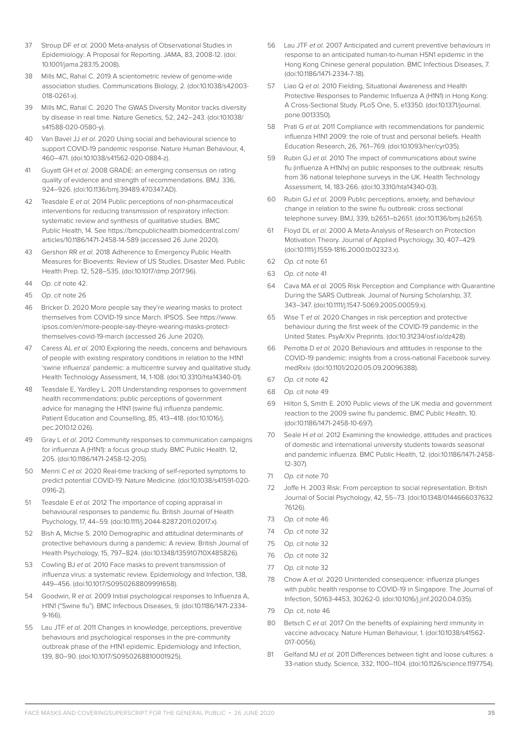37 Stroup DF *et al.* 2000 Meta-analysis of Observational Studies in Epidemiology: A Proposal for Reporting. JAMA, 83, 2008-12. (doi: 10.1001/jama.283.15.2008).

38 Mills MC, Rahal C. 2019 A scientometric review of genome-wide association studies. Communications Biology, 2. (doi:10.1038/s42003-018-0261-x).

39 Mills MC, Rahal C. 2020 The GWAS Diversity Monitor tracks diversity by disease in real time. Nature Genetics, 52, 242–243. (doi:10.1038/s41588-020-0580-y).

40 Van Bavel JJ *et al.* 2020 Using social and behavioural science to support COVID-19 pandemic response. Nature Human Behaviour, 4, 460–471. (doi:10.1038/s41562-020-0884-z).

41 Guyatt GH *et al.* 2008 GRADE: an emerging consensus on rating quality of evidence and strength of recommendations. BMJ. 336, 924–926. (doi:10.1136/bmj.39489.470347.AD).

42 Teasdale E *et al.* 2014 Public perceptions of non-pharmaceutical interventions for reducing transmission of respiratory infection: systematic review and synthesis of qualitative studies. BMC Public Health, 14. See https://bmcpublichealth.biomedcentral.com/articles/10.1186/1471-2458-14-589 (accessed 26 June 2020).

43 Gershon RR *et al.* 2018 Adherence to Emergency Public Health Measures for Bioevents: Review of US Studies. Disaster Med. Public Health Prep. 12, 528–535. (doi:10.1017/dmp.2017.96).

44 *Op. cit* note 42.

45 *Op. cit* note 26

46 Bricker D. 2020 More people say they're wearing masks to protect themselves from COVID-19 since March. IPSOS. See https://www.ipsos.com/en/more-people-say-theyre-wearing-masks-protect-themselves-covid-19-march (accessed 26 June 2020).

47 Caress AL *et al.* 2010 Exploring the needs, concerns and behaviours of people with existing respiratory conditions in relation to the H1N1 'swine influenza' pandemic: a multicentre survey and qualitative study. Health Technology Assessment, 14, 1-108. (doi:10.3310/hta14340-01).

48 Teasdale E, Yardley L. 2011 Understanding responses to government health recommendations: public perceptions of government advice for managing the H1N1 (swine flu) influenza pandemic. Patient Education and Counselling, 85, 413–418. (doi:10.1016/j.pec.2010.12.026).

49 Gray L *et al.* 2012 Community responses to communication campaigns for influenza A (H1N1): a focus group study. BMC Public Health. 12, 205. (doi:10.1186/1471-2458-12-205).

50 Menni C *et al.* 2020 Real-time tracking of self-reported symptoms to predict potential COVID-19. Nature Medicine. (doi:10.1038/s41591-020-0916-2).

51 Teasdale E *et al.* 2012 The importance of coping appraisal in behavioural responses to pandemic flu. British Journal of Health Psychology, 17, 44–59. (doi:10.1111/j.2044-8287.2011.02017.x).

52 Bish A, Michie S. 2010 Demographic and attitudinal determinants of protective behaviours during a pandemic: A review. British Journal of Health Psychology, 15, 797–824. (doi:10.1348/135910710X485826).

53 Cowling BJ *et al.* 2010 Face masks to prevent transmission of influenza virus: a systematic review. Epidemiology and Infection, 138, 449–456. (doi:10.1017/S0950268809991658).

54 Goodwin, R *et al.* 2009 Initial psychological responses to Influenza A, H1N1 ("Swine flu"). BMC Infectious Diseases, 9. (doi:10.1186/1471-2334-9-166).

55 Lau JTF *et al.* 2011 Changes in knowledge, perceptions, preventive behaviours and psychological responses in the pre-community outbreak phase of the H1N1 epidemic. Epidemiology and Infection, 139, 80–90. (doi:10.1017/S0950268810001925).

56 Lau JTF *et al.* 2007 Anticipated and current preventive behaviours in response to an anticipated human-to-human H5N1 epidemic in the Hong Kong Chinese general population. BMC Infectious Diseases, 7. (doi:10.1186/1471-2334-7-18).

57 Liao Q *et al.* 2010 Fielding, Situational Awareness and Health Protective Responses to Pandemic Influenza A (H1N1) in Hong Kong: A Cross-Sectional Study. PLoS One, 5, e13350. (doi:10.1371/journal.pone.0013350).

58 Prati G *et al.* 2011 Compliance with recommendations for pandemic influenza H1N1 2009: the role of trust and personal beliefs. Health Education Research, 26, 761–769. (doi:10.1093/her/cyr035).

59 Rubin GJ *et al.* 2010 The impact of communications about swine flu (influenza A H1N1v) on public responses to the outbreak: results from 36 national telephone surveys in the UK. Health Technology Assessment, 14, 183-266. (doi:10.3310/hta14340-03).

60 Rubin GJ *et al.* 2009 Public perceptions, anxiety, and behaviour change in relation to the swine flu outbreak: cross sectional telephone survey. BMJ, 339, b2651–b2651. (doi:10.1136/bmj.b2651).

61 Floyd DL *et al.* 2000 A Meta-Analysis of Research on Protection Motivation Theory. Journal of Applied Psychology, 30, 407–429. (doi:10.1111/j.1559-1816.2000.tb02323.x).

62 *Op. cit* note 61

63 *Op. cit* note 41

64 Cava MA *et al.* 2005 Risk Perception and Compliance with Quarantine During the SARS Outbreak. Journal of Nursing Scholarship, 37, 343–347. (doi:10.1111/j.1547-5069.2005.00059.x).

65 Wise T *et al.* 2020 Changes in risk perception and protective behaviour during the first week of the COVID-19 pandemic in the United States. PsyArXiv Preprints. (doi:10.31234/osf.io/dz428).

66 Perrotta D *et al.* 2020 Behaviours and attitudes in response to the COVID-19 pandemic: insights from a cross-national Facebook survey. medRxiv. (doi:10.1101/2020.05.09.20096388).

67 *Op. cit* note 42

68 *Op. cit* note 49

69 Hilton S, Smith E. 2010 Public views of the UK media and government reaction to the 2009 swine flu pandemic. BMC Public Health, 10. (doi:10.1186/1471-2458-10-697).

70 Seale H *et al.* 2012 Examining the knowledge, attitudes and practices of domestic and international university students towards seasonal and pandemic influenza. BMC Public Health, 12. (doi:10.1186/1471-2458-12-307).

71 *Op. cit* note 70

72 Joffe H. 2003 Risk: From perception to social representation. British Journal of Social Psychology, 42, 55–73. (doi:10.1348/014466603763276126).

73 *Op. cit* note 46

74 *Op. cit* note 32

75 *Op. cit* note 32

76 *Op. cit* note 32

77 *Op. cit* note 32

78 Chow A *et al.* 2020 Unintended consequence: influenza plunges with public health response to COVID-19 in Singapore. The Journal of Infection, S0163-4453, 30262-0. (doi:10.1016/j.jinf.2020.04.035).

79 *Op. cit*, note 46

80 Betsch C *et al.* 2017 On the benefits of explaining herd immunity in vaccine advocacy. Nature Human Behaviour, 1. (doi:10.1038/s41562-017-0056).

81 Gelfand MJ *et al.* 2011 Differences between tight and loose cultures: a 33-nation study. Science, 332, 1100–1104. (doi:10.1126/science.1197754).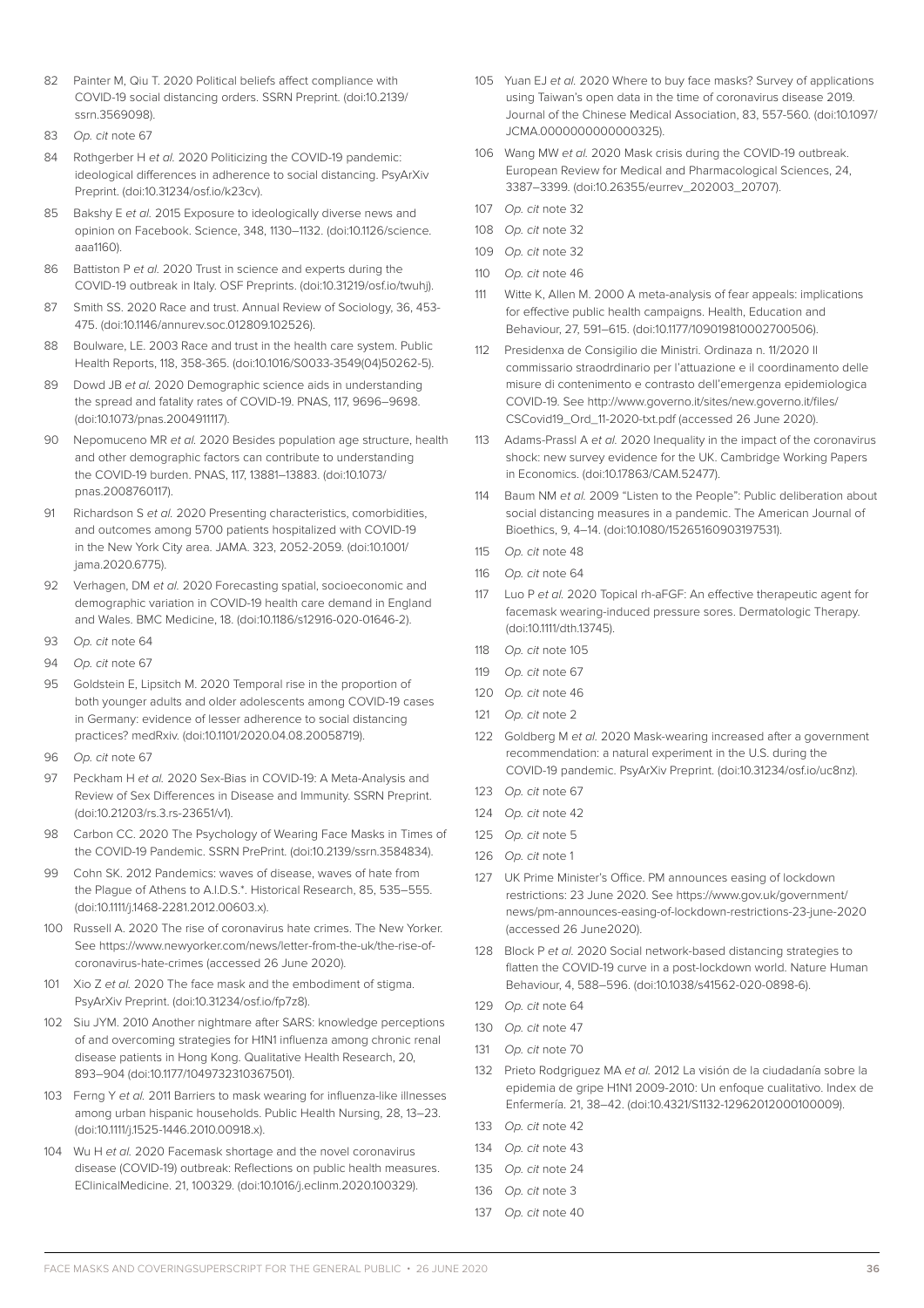82 Painter M, Qiu T. 2020 Political beliefs affect compliance with COVID-19 social distancing orders. SSRN Preprint. (doi:10.2139/ssrn.3569098).

83 *Op. cit* note 67

84 Rothgerber H *et al.* 2020 Politicizing the COVID-19 pandemic: ideological differences in adherence to social distancing. PsyArXiv Preprint. (doi:10.31234/osf.io/k23cv).

85 Bakshy E *et al*. 2015 Exposure to ideologically diverse news and opinion on Facebook. Science, 348, 1130–1132. (doi:10.1126/science.aaa1160).

86 Battiston P *et al.* 2020 Trust in science and experts during the COVID-19 outbreak in Italy. OSF Preprints. (doi:10.31219/osf.io/twuhj).

87 Smith SS. 2020 Race and trust. Annual Review of Sociology, 36, 453-475. (doi:10.1146/annurev.soc.012809.102526).

88 Boulware, LE. 2003 Race and trust in the health care system. Public Health Reports, 118, 358-365. (doi:10.1016/S0033-3549(04)50262-5).

89 Dowd JB *et al.* 2020 Demographic science aids in understanding the spread and fatality rates of COVID-19. PNAS, 117, 9696–9698. (doi:10.1073/pnas.2004911117).

90 Nepomuceno MR *et al.* 2020 Besides population age structure, health and other demographic factors can contribute to understanding the COVID-19 burden. PNAS, 117, 13881–13883. (doi:10.1073/pnas.2008760117).

91 Richardson S *et al.* 2020 Presenting characteristics, comorbidities, and outcomes among 5700 patients hospitalized with COVID-19 in the New York City area. JAMA. 323, 2052-2059. (doi:10.1001/jama.2020.6775).

92 Verhagen, DM *et al.* 2020 Forecasting spatial, socioeconomic and demographic variation in COVID-19 health care demand in England and Wales. BMC Medicine, 18. (doi:10.1186/s12916-020-01646-2).

93 *Op. cit* note 64

94 *Op. cit* note 67

95 Goldstein E, Lipsitch M. 2020 Temporal rise in the proportion of both younger adults and older adolescents among COVID-19 cases in Germany: evidence of lesser adherence to social distancing practices? medRxiv. (doi:10.1101/2020.04.08.20058719).

96 *Op. cit* note 67

97 Peckham H *et al.* 2020 Sex-Bias in COVID-19: A Meta-Analysis and Review of Sex Differences in Disease and Immunity. SSRN Preprint. (doi:10.21203/rs.3.rs-23651/v1).

98 Carbon CC. 2020 The Psychology of Wearing Face Masks in Times of the COVID-19 Pandemic. SSRN PrePrint. (doi:10.2139/ssrn.3584834).

99 Cohn SK. 2012 Pandemics: waves of disease, waves of hate from the Plague of Athens to A.I.D.S.*. Historical Research, 85, 535–555. (doi:10.1111/j.1468-2281.2012.00603.x).

100 Russell A. 2020 The rise of coronavirus hate crimes. The New Yorker. See https://www.newyorker.com/news/letter-from-the-uk/the-rise-of-coronavirus-hate-crimes (accessed 26 June 2020).

101 Xio Z *et al.* 2020 The face mask and the embodiment of stigma. PsyArXiv Preprint. (doi:10.31234/osf.io/fp7z8).

102 Siu JYM. 2010 Another nightmare after SARS: knowledge perceptions of and overcoming strategies for H1N1 influenza among chronic renal disease patients in Hong Kong. Qualitative Health Research, 20, 893–904 (doi:10.1177/1049732310367501).

103 Ferng Y *et al.* 2011 Barriers to mask wearing for influenza-like illnesses among urban hispanic households. Public Health Nursing, 28, 13–23. (doi:10.1111/j.1525-1446.2010.00918.x).

104 Wu H *et al.* 2020 Facemask shortage and the novel coronavirus disease (COVID-19) outbreak: Reflections on public health measures. EClinicalMedicine. 21, 100329. (doi:10.1016/j.eclinm.2020.100329).

105 Yuan EJ *et al.* 2020 Where to buy face masks? Survey of applications using Taiwan's open data in the time of coronavirus disease 2019. Journal of the Chinese Medical Association, 83, 557-560. (doi:10.1097/JCMA.0000000000000325).

106 Wang MW *et al.* 2020 Mask crisis during the COVID-19 outbreak. European Review for Medical and Pharmacological Sciences, 24, 3387–3399. (doi:10.26355/eurrev_202003_20707).

107 *Op. cit* note 32

108 *Op. cit* note 32

109 *Op. cit* note 32

110 *Op. cit* note 46

111 Witte K, Allen M. 2000 A meta-analysis of fear appeals: implications for effective public health campaigns. Health, Education and Behaviour, 27, 591–615. (doi:10.1177/109019810002700506).

112 Presidenxa de Consigilio die Ministri. Ordinaza n. 11/2020 Il commissario straodrdinario per l'attuazione e il coordinamento delle misure di contenimento e contrasto dell'emergenza epidemiologica COVID-19. See http://www.governo.it/sites/new.governo.it/files/CSCovid19_Ord_11-2020-txt.pdf (accessed 26 June 2020).

113 Adams-Prassl A *et al.* 2020 Inequality in the impact of the coronavirus shock: new survey evidence for the UK. Cambridge Working Papers in Economics. (doi:10.17863/CAM.52477).

114 Baum NM *et al.* 2009 "Listen to the People": Public deliberation about social distancing measures in a pandemic. The American Journal of Bioethics, 9, 4–14. (doi:10.1080/15265160903197531).

115 *Op. cit* note 48

116 *Op. cit* note 64

117 Luo P *et al.* 2020 Topical rh-aFGF: An effective therapeutic agent for facemask wearing-induced pressure sores. Dermatologic Therapy. (doi:10.1111/dth.13745).

118 *Op. cit* note 105

119 *Op. cit* note 67

120 *Op. cit* note 46

121 *Op. cit* note 2

122 Goldberg M *et al.* 2020 Mask-wearing increased after a government recommendation: a natural experiment in the U.S. during the COVID-19 pandemic. PsyArXiv Preprint. (doi:10.31234/osf.io/uc8nz).

123 *Op. cit* note 67

124 *Op. cit* note 42

125 *Op. cit* note 5

126 *Op. cit* note 1

127 UK Prime Minister's Office. PM announces easing of lockdown restrictions: 23 June 2020. See https://www.gov.uk/government/news/pm-announces-easing-of-lockdown-restrictions-23-june-2020 (accessed 26 June2020).

128 Block P *et al.* 2020 Social network-based distancing strategies to flatten the COVID-19 curve in a post-lockdown world. Nature Human Behaviour, 4, 588–596. (doi:10.1038/s41562-020-0898-6).

129 *Op. cit* note 64

130 *Op. cit* note 47

131 *Op. cit* note 70

132 Prieto Rodgriguez MA *et al.* 2012 La visión de la ciudadanía sobre la epidemia de gripe H1N1 2009-2010: Un enfoque cualitativo. Index de Enfermería. 21, 38–42. (doi:10.4321/S1132-12962012000100009).

133 *Op. cit* note 42

134 *Op. cit* note 43

135 *Op. cit* note 24

136 *Op. cit* note 3

137 *Op. cit* note 40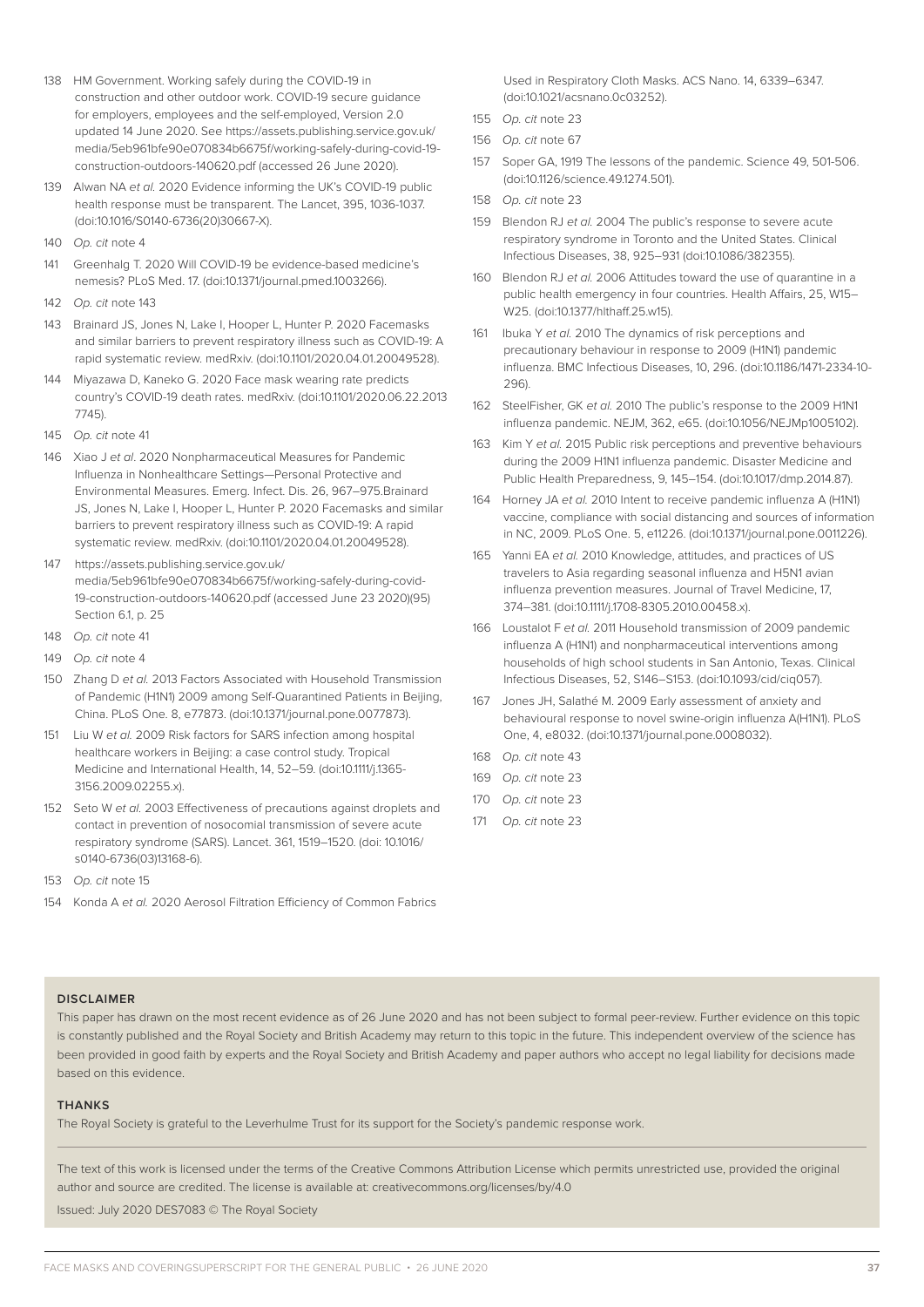138 HM Government. Working safely during the COVID-19 in construction and other outdoor work. COVID-19 secure guidance for employers, employees and the self-employed, Version 2.0 updated 14 June 2020. See https://assets.publishing.service.gov.uk/media/5eb961bfe90e070834b6675f/working-safely-during-covid-19-construction-outdoors-140620.pdf (accessed 26 June 2020).

139 Alwan NA *et al.* 2020 Evidence informing the UK's COVID-19 public health response must be transparent. The Lancet, 395, 1036-1037. (doi:10.1016/S0140-6736(20)30667-X).

140 *Op. cit* note 4

141 Greenhalg T. 2020 Will COVID-19 be evidence-based medicine's nemesis? PLoS Med. 17. (doi:10.1371/journal.pmed.1003266).

142 *Op. cit* note 143

143 Brainard JS, Jones N, Lake I, Hooper L, Hunter P. 2020 Facemasks and similar barriers to prevent respiratory illness such as COVID-19: A rapid systematic review. medRxiv. (doi:10.1101/2020.04.01.20049528).

144 Miyazawa D, Kaneko G. 2020 Face mask wearing rate predicts country's COVID-19 death rates. medRxiv. (doi:10.1101/2020.06.22.20137745).

145 *Op. cit* note 41

146 Xiao J *et al*. 2020 Nonpharmaceutical Measures for Pandemic Influenza in Nonhealthcare Settings—Personal Protective and Environmental Measures. Emerg. Infect. Dis. 26, 967–975.Brainard JS, Jones N, Lake I, Hooper L, Hunter P. 2020 Facemasks and similar barriers to prevent respiratory illness such as COVID-19: A rapid systematic review. medRxiv. (doi:10.1101/2020.04.01.20049528).

147 https://assets.publishing.service.gov.uk/media/5eb961bfe90e070834b6675f/working-safely-during-covid-19-construction-outdoors-140620.pdf (accessed June 23 2020)(95) Section 6.1, p. 25

148 *Op. cit* note 41

149 *Op. cit* note 4

150 Zhang D *et al.* 2013 Factors Associated with Household Transmission of Pandemic (H1N1) 2009 among Self-Quarantined Patients in Beijing, China. PLoS One. 8, e77873. (doi:10.1371/journal.pone.0077873).

151 Liu W *et al.* 2009 Risk factors for SARS infection among hospital healthcare workers in Beijing: a case control study. Tropical Medicine and International Health, 14, 52–59. (doi:10.1111/j.1365-3156.2009.02255.x).

152 Seto W *et al.* 2003 Effectiveness of precautions against droplets and contact in prevention of nosocomial transmission of severe acute respiratory syndrome (SARS). Lancet. 361, 1519–1520. (doi: 10.1016/s0140-6736(03)13168-6).

153 *Op. cit* note 15

154 Konda A *et al.* 2020 Aerosol Filtration Efficiency of Common Fabrics Used in Respiratory Cloth Masks. ACS Nano. 14, 6339–6347. (doi:10.1021/acsnano.0c03252).

155 *Op. cit* note 23

156 *Op. cit* note 67

157 Soper GA, 1919 The lessons of the pandemic. Science 49, 501-506. (doi:10.1126/science.49.1274.501).

158 *Op. cit* note 23

159 Blendon RJ *et al.* 2004 The public's response to severe acute respiratory syndrome in Toronto and the United States. Clinical Infectious Diseases, 38, 925–931 (doi:10.1086/382355).

160 Blendon RJ *et al.* 2006 Attitudes toward the use of quarantine in a public health emergency in four countries. Health Affairs, 25, W15–W25. (doi:10.1377/hlthaff.25.w15).

161 Ibuka Y *et al.* 2010 The dynamics of risk perceptions and precautionary behaviour in response to 2009 (H1N1) pandemic influenza. BMC Infectious Diseases, 10, 296. (doi:10.1186/1471-2334-10-296).

162 SteelFisher, GK *et al.* 2010 The public's response to the 2009 H1N1 influenza pandemic. NEJM, 362, e65. (doi:10.1056/NEJMp1005102).

163 Kim Y *et al.* 2015 Public risk perceptions and preventive behaviours during the 2009 H1N1 influenza pandemic. Disaster Medicine and Public Health Preparedness, 9, 145–154. (doi:10.1017/dmp.2014.87).

164 Horney JA *et al.* 2010 Intent to receive pandemic influenza A (H1N1) vaccine, compliance with social distancing and sources of information in NC, 2009. PLoS One. 5, e11226. (doi:10.1371/journal.pone.0011226).

165 Yanni EA *et al.* 2010 Knowledge, attitudes, and practices of US travelers to Asia regarding seasonal influenza and H5N1 avian influenza prevention measures. Journal of Travel Medicine, 17, 374–381. (doi:10.1111/j.1708-8305.2010.00458.x).

166 Loustalot F *et al.* 2011 Household transmission of 2009 pandemic influenza A (H1N1) and nonpharmaceutical interventions among households of high school students in San Antonio, Texas. Clinical Infectious Diseases, 52, S146–S153. (doi:10.1093/cid/ciq057).

167 Jones JH, Salathé M. 2009 Early assessment of anxiety and behavioural response to novel swine-origin influenza A(H1N1). PLoS One, 4, e8032. (doi:10.1371/journal.pone.0008032).

168 *Op. cit* note 43

169 *Op. cit* note 23

170 *Op. cit* note 23

171 *Op. cit* note 23

#### DISCLAIMER

This paper has drawn on the most recent evidence as of 26 June 2020 and has not been subject to formal peer-review. Further evidence on this topic is constantly published and the Royal Society and British Academy may return to this topic in the future. This independent overview of the science has been provided in good faith by experts and the Royal Society and British Academy and paper authors who accept no legal liability for decisions made based on this evidence.

#### THANKS

The Royal Society is grateful to the Leverhulme Trust for its support for the Society's pandemic response work.

The text of this work is licensed under the terms of the Creative Commons Attribution License which permits unrestricted use, provided the original author and source are credited. The license is available at: creativecommons.org/licenses/by/4.0

Issued: July 2020 DES7083 © The Royal Society